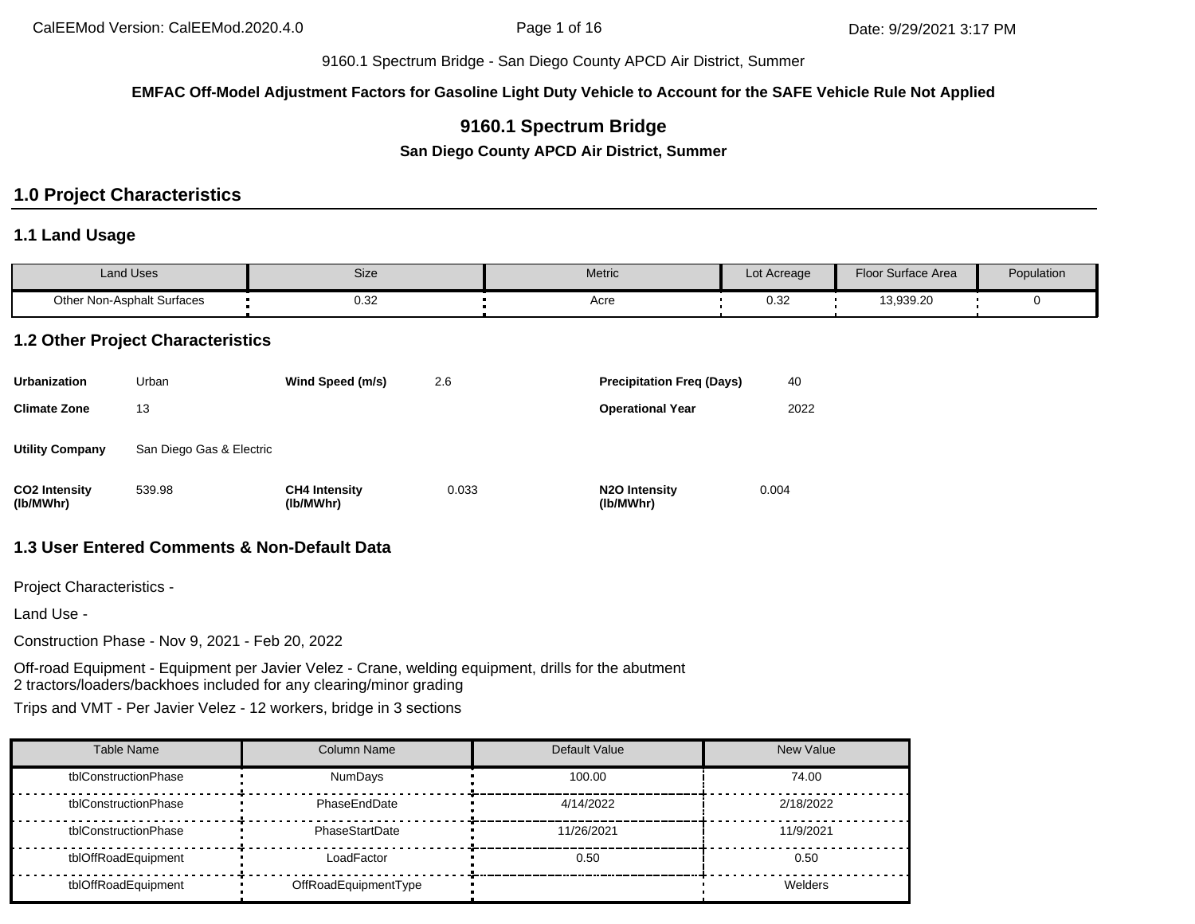9160.1 Spectrum Bridge - San Diego County APCD Air District, Summer

**EMFAC Off-Model Adjustment Factors for Gasoline Light Duty Vehicle to Account for the SAFE Vehicle Rule Not Applied**

# 9160.1 Spectrum Bridge

**San Diego County APCD Air District, Summer**

## 1.0 Project Characteristics

### 1.1 Land Usage

| Land Uses | Size | Metric | Lot Acreage | Floor Surface Area | Population |
|---|---|---|---|---|---|
| Other Non-Asphalt Surfaces | 0.32 | Acre | 0.32 | 13,939.20 | 0 |

### 1.2 Other Project Characteristics

| | | | | | |
|---|---|---|---|---|---|
| **Urbanization** | Urban | **Wind Speed (m/s)** | 2.6 | **Precipitation Freq (Days)** | 40 |
| **Climate Zone** | 13 | | | **Operational Year** | 2022 |
| **Utility Company** | San Diego Gas & Electric | | | | |
| **CO2 Intensity (lb/MWhr)** | 539.98 | **CH4 Intensity (lb/MWhr)** | 0.033 | **N2O Intensity (lb/MWhr)** | 0.004 |

### 1.3 User Entered Comments & Non-Default Data

Project Characteristics -

Land Use -

Construction Phase - Nov 9, 2021 - Feb 20, 2022

Off-road Equipment - Equipment per Javier Velez - Crane, welding equipment, drills for the abutment
2 tractors/loaders/backhoes included for any clearing/minor grading

Trips and VMT - Per Javier Velez - 12 workers, bridge in 3 sections

| Table Name | Column Name | Default Value | New Value |
|---|---|---|---|
| tblConstructionPhase | NumDays | 100.00 | 74.00 |
| tblConstructionPhase | PhaseEndDate | 4/14/2022 | 2/18/2022 |
| tblConstructionPhase | PhaseStartDate | 11/26/2021 | 11/9/2021 |
| tblOffRoadEquipment | LoadFactor | 0.50 | 0.50 |
| tblOffRoadEquipment | OffRoadEquipmentType | | Welders |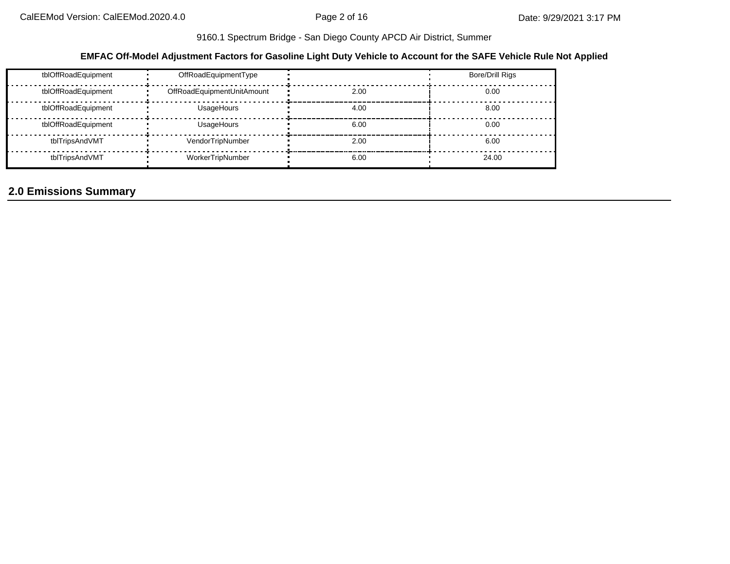EMFAC Off-Model Adjustment Factors for Gasoline Light Duty Vehicle to Account for the SAFE Vehicle Rule Not Applied

| | | | |
|---|---|---|---|
| tblOffRoadEquipment | OffRoadEquipmentType | | Bore/Drill Rigs |
| tblOffRoadEquipment | OffRoadEquipmentUnitAmount | 2.00 | 0.00 |
| tblOffRoadEquipment | UsageHours | 4.00 | 8.00 |
| tblOffRoadEquipment | UsageHours | 6.00 | 0.00 |
| tblTripsAndVMT | VendorTripNumber | 2.00 | 6.00 |
| tblTripsAndVMT | WorkerTripNumber | 6.00 | 24.00 |

## 2.0 Emissions Summary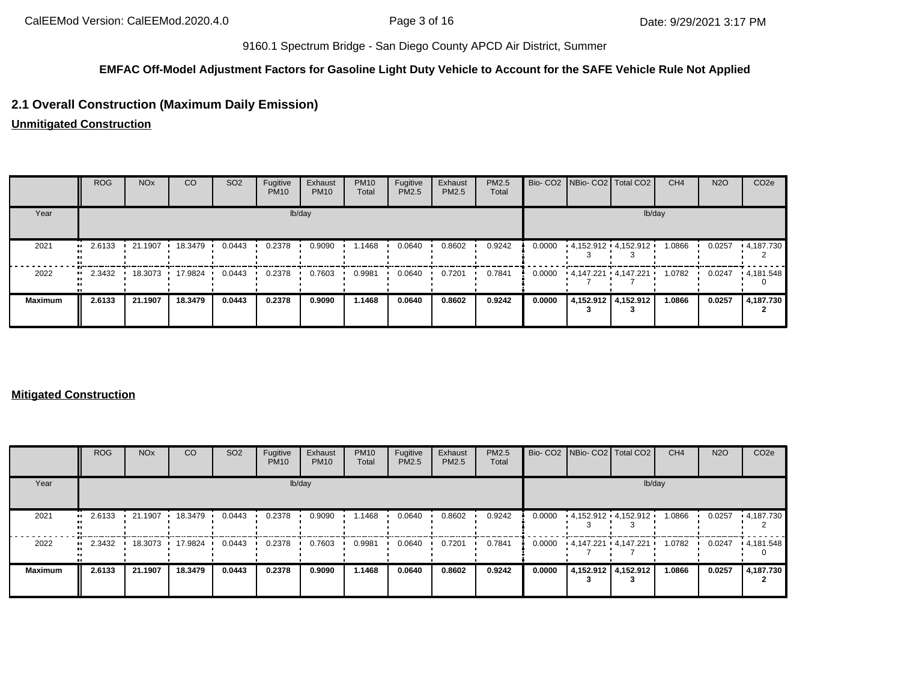9160.1 Spectrum Bridge - San Diego County APCD Air District, Summer

**EMFAC Off-Model Adjustment Factors for Gasoline Light Duty Vehicle to Account for the SAFE Vehicle Rule Not Applied**

## 2.1 Overall Construction (Maximum Daily Emission)

**Unmitigated Construction**

| | ROG | NOx | CO | SO2 | Fugitive PM10 | Exhaust PM10 | PM10 Total | Fugitive PM2.5 | Exhaust PM2.5 | PM2.5 Total | Bio- CO2 | NBio- CO2 | Total CO2 | CH4 | N2O | CO2e |
|---|---|---|---|---|---|---|---|---|---|---|---|---|---|---|---|---|
| Year | lb/day | | | | | | | | | | lb/day | | | | | |
| 2021 | 2.6133 | 21.1907 | 18.3479 | 0.0443 | 0.2378 | 0.9090 | 1.1468 | 0.0640 | 0.8602 | 0.9242 | 0.0000 | 4,152.9123 | 4,152.9123 | 1.0866 | 0.0257 | 4,187.7302 |
| 2022 | 2.3432 | 18.3073 | 17.9824 | 0.0443 | 0.2378 | 0.7603 | 0.9981 | 0.0640 | 0.7201 | 0.7841 | 0.0000 | 4,147.2217 | 4,147.2217 | 1.0782 | 0.0247 | 4,181.5480 |
| **Maximum** | **2.6133** | **21.1907** | **18.3479** | **0.0443** | **0.2378** | **0.9090** | **1.1468** | **0.0640** | **0.8602** | **0.9242** | **0.0000** | **4,152.9123** | **4,152.9123** | **1.0866** | **0.0257** | **4,187.7302** |

**Mitigated Construction**

| | ROG | NOx | CO | SO2 | Fugitive PM10 | Exhaust PM10 | PM10 Total | Fugitive PM2.5 | Exhaust PM2.5 | PM2.5 Total | Bio- CO2 | NBio- CO2 | Total CO2 | CH4 | N2O | CO2e |
|---|---|---|---|---|---|---|---|---|---|---|---|---|---|---|---|---|
| Year | lb/day | | | | | | | | | | lb/day | | | | | |
| 2021 | 2.6133 | 21.1907 | 18.3479 | 0.0443 | 0.2378 | 0.9090 | 1.1468 | 0.0640 | 0.8602 | 0.9242 | 0.0000 | 4,152.9123 | 4,152.9123 | 1.0866 | 0.0257 | 4,187.7302 |
| 2022 | 2.3432 | 18.3073 | 17.9824 | 0.0443 | 0.2378 | 0.7603 | 0.9981 | 0.0640 | 0.7201 | 0.7841 | 0.0000 | 4,147.2217 | 4,147.2217 | 1.0782 | 0.0247 | 4,181.5480 |
| **Maximum** | **2.6133** | **21.1907** | **18.3479** | **0.0443** | **0.2378** | **0.9090** | **1.1468** | **0.0640** | **0.8602** | **0.9242** | **0.0000** | **4,152.9123** | **4,152.9123** | **1.0866** | **0.0257** | **4,187.7302** |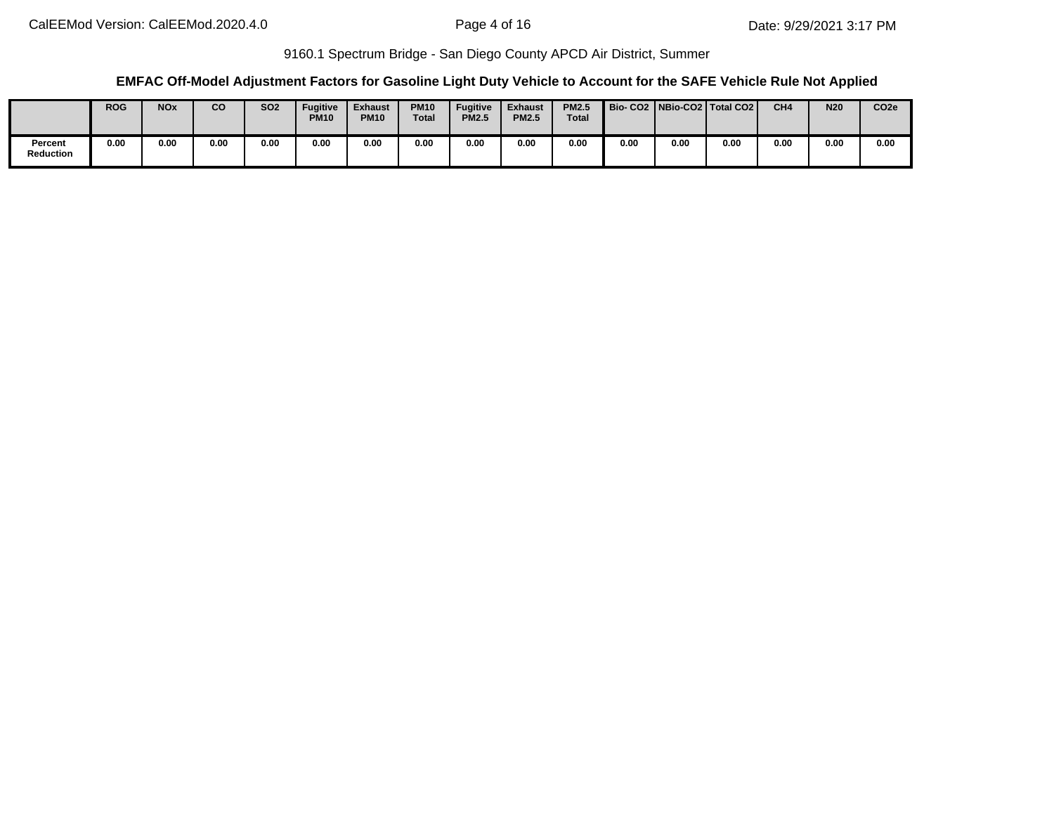9160.1 Spectrum Bridge - San Diego County APCD Air District, Summer

**EMFAC Off-Model Adjustment Factors for Gasoline Light Duty Vehicle to Account for the SAFE Vehicle Rule Not Applied**

| | ROG | NOx | CO | SO2 | Fugitive PM10 | Exhaust PM10 | PM10 Total | Fugitive PM2.5 | Exhaust PM2.5 | PM2.5 Total | Bio- CO2 | NBio-CO2 | Total CO2 | CH4 | N20 | CO2e |
|---|---|---|---|---|---|---|---|---|---|---|---|---|---|---|---|---|
| Percent Reduction | 0.00 | 0.00 | 0.00 | 0.00 | 0.00 | 0.00 | 0.00 | 0.00 | 0.00 | 0.00 | 0.00 | 0.00 | 0.00 | 0.00 | 0.00 | 0.00 |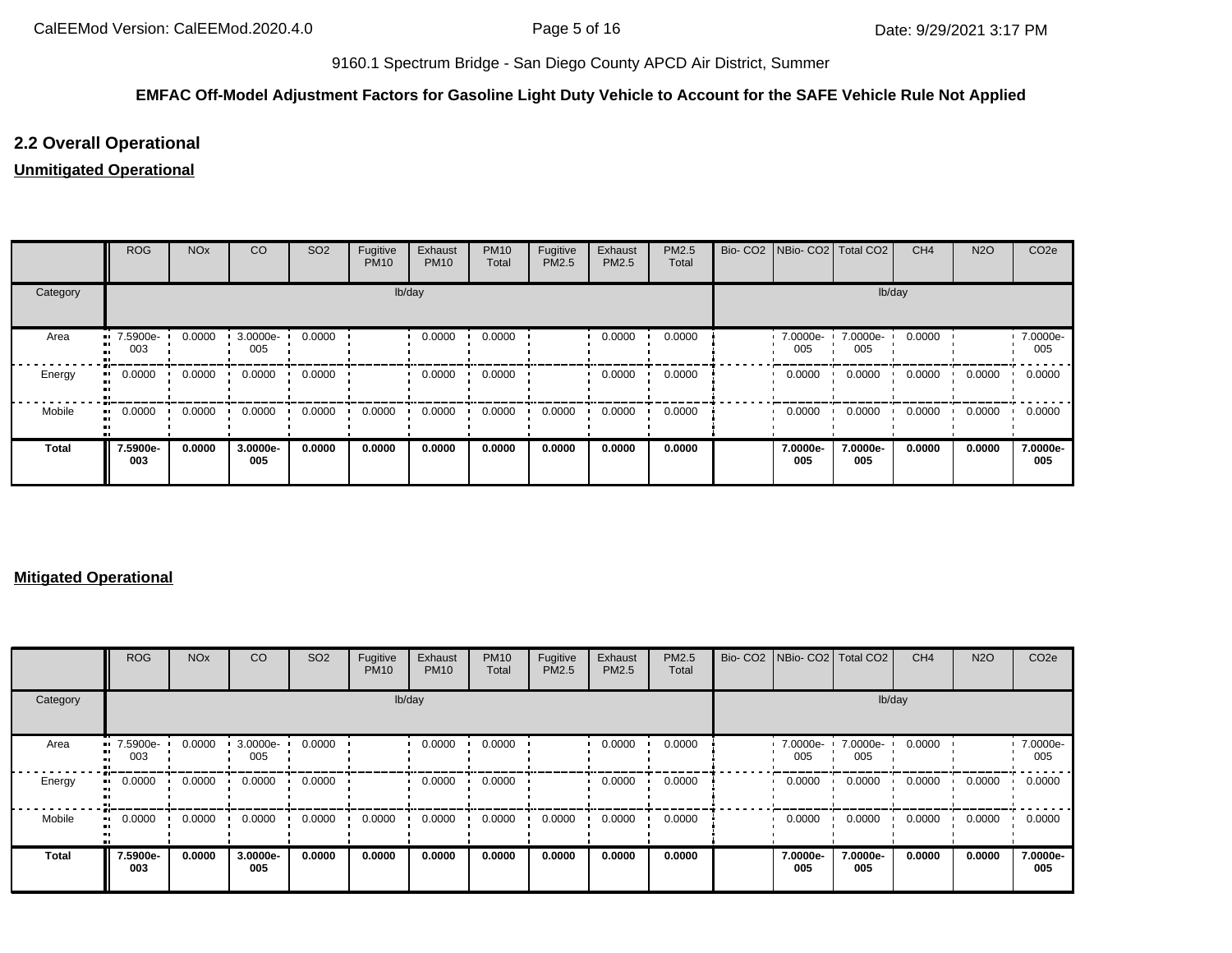9160.1 Spectrum Bridge - San Diego County APCD Air District, Summer

**EMFAC Off-Model Adjustment Factors for Gasoline Light Duty Vehicle to Account for the SAFE Vehicle Rule Not Applied**

## 2.2 Overall Operational

**Unmitigated Operational**

| | ROG | NOx | CO | SO2 | Fugitive PM10 | Exhaust PM10 | PM10 Total | Fugitive PM2.5 | Exhaust PM2.5 | PM2.5 Total | Bio- CO2 | NBio- CO2 | Total CO2 | CH4 | N2O | CO2e |
|---|---|---|---|---|---|---|---|---|---|---|---|---|---|---|---|---|
| Category | lb/day | | | | | | | | | | lb/day | | | | | |
| Area | 7.5900e-003 | 0.0000 | 3.0000e-005 | 0.0000 | | 0.0000 | 0.0000 | | 0.0000 | 0.0000 | | 7.0000e-005 | 7.0000e-005 | 0.0000 | | 7.0000e-005 |
| Energy | 0.0000 | 0.0000 | 0.0000 | 0.0000 | | 0.0000 | 0.0000 | | 0.0000 | 0.0000 | | 0.0000 | 0.0000 | 0.0000 | 0.0000 | 0.0000 |
| Mobile | 0.0000 | 0.0000 | 0.0000 | 0.0000 | 0.0000 | 0.0000 | 0.0000 | 0.0000 | 0.0000 | 0.0000 | | 0.0000 | 0.0000 | 0.0000 | 0.0000 | 0.0000 |
| **Total** | **7.5900e-003** | **0.0000** | **3.0000e-005** | **0.0000** | **0.0000** | **0.0000** | **0.0000** | **0.0000** | **0.0000** | **0.0000** | | **7.0000e-005** | **7.0000e-005** | **0.0000** | **0.0000** | **7.0000e-005** |

**Mitigated Operational**

| | ROG | NOx | CO | SO2 | Fugitive PM10 | Exhaust PM10 | PM10 Total | Fugitive PM2.5 | Exhaust PM2.5 | PM2.5 Total | Bio- CO2 | NBio- CO2 | Total CO2 | CH4 | N2O | CO2e |
|---|---|---|---|---|---|---|---|---|---|---|---|---|---|---|---|---|
| Category | lb/day | | | | | | | | | | lb/day | | | | | |
| Area | 7.5900e-003 | 0.0000 | 3.0000e-005 | 0.0000 | | 0.0000 | 0.0000 | | 0.0000 | 0.0000 | | 7.0000e-005 | 7.0000e-005 | 0.0000 | | 7.0000e-005 |
| Energy | 0.0000 | 0.0000 | 0.0000 | 0.0000 | | 0.0000 | 0.0000 | | 0.0000 | 0.0000 | | 0.0000 | 0.0000 | 0.0000 | 0.0000 | 0.0000 |
| Mobile | 0.0000 | 0.0000 | 0.0000 | 0.0000 | 0.0000 | 0.0000 | 0.0000 | 0.0000 | 0.0000 | 0.0000 | | 0.0000 | 0.0000 | 0.0000 | 0.0000 | 0.0000 |
| **Total** | **7.5900e-003** | **0.0000** | **3.0000e-005** | **0.0000** | **0.0000** | **0.0000** | **0.0000** | **0.0000** | **0.0000** | **0.0000** | | **7.0000e-005** | **7.0000e-005** | **0.0000** | **0.0000** | **7.0000e-005** |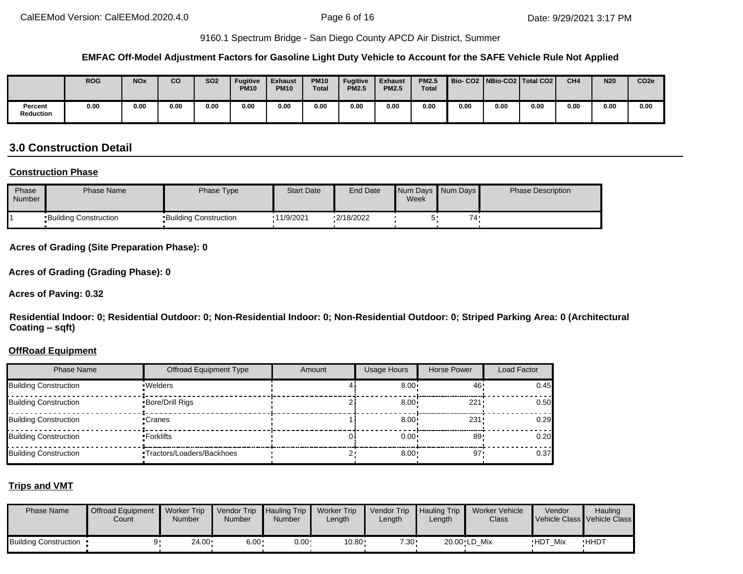9160.1 Spectrum Bridge - San Diego County APCD Air District, Summer

**EMFAC Off-Model Adjustment Factors for Gasoline Light Duty Vehicle to Account for the SAFE Vehicle Rule Not Applied**

| | ROG | NOx | CO | SO2 | Fugitive PM10 | Exhaust PM10 | PM10 Total | Fugitive PM2.5 | Exhaust PM2.5 | PM2.5 Total | Bio- CO2 | NBio-CO2 | Total CO2 | CH4 | N20 | CO2e |
|---|---|---|---|---|---|---|---|---|---|---|---|---|---|---|---|---|
| Percent Reduction | 0.00 | 0.00 | 0.00 | 0.00 | 0.00 | 0.00 | 0.00 | 0.00 | 0.00 | 0.00 | 0.00 | 0.00 | 0.00 | 0.00 | 0.00 | 0.00 |

## 3.0 Construction Detail

**Construction Phase**

| Phase Number | Phase Name | Phase Type | Start Date | End Date | Num Days Week | Num Days | Phase Description |
|---|---|---|---|---|---|---|---|
| 1 | Building Construction | Building Construction | 11/9/2021 | 2/18/2022 | 5 | 74 | |

**Acres of Grading (Site Preparation Phase): 0**

**Acres of Grading (Grading Phase): 0**

**Acres of Paving: 0.32**

**Residential Indoor: 0; Residential Outdoor: 0; Non-Residential Indoor: 0; Non-Residential Outdoor: 0; Striped Parking Area: 0 (Architectural Coating – sqft)**

**OffRoad Equipment**

| Phase Name | Offroad Equipment Type | Amount | Usage Hours | Horse Power | Load Factor |
|---|---|---|---|---|---|
| Building Construction | Welders | 4 | 8.00 | 46 | 0.45 |
| Building Construction | Bore/Drill Rigs | 2 | 8.00 | 221 | 0.50 |
| Building Construction | Cranes | 1 | 8.00 | 231 | 0.29 |
| Building Construction | Forklifts | 0 | 0.00 | 89 | 0.20 |
| Building Construction | Tractors/Loaders/Backhoes | 2 | 8.00 | 97 | 0.37 |

**Trips and VMT**

| Phase Name | Offroad Equipment Count | Worker Trip Number | Vendor Trip Number | Hauling Trip Number | Worker Trip Length | Vendor Trip Length | Hauling Trip Length | Worker Vehicle Class | Vendor Vehicle Class | Hauling Vehicle Class |
|---|---|---|---|---|---|---|---|---|---|---|
| Building Construction | 9 | 24.00 | 6.00 | 0.00 | 10.80 | 7.30 | 20.00 | LD_Mix | HDT_Mix | HHDT |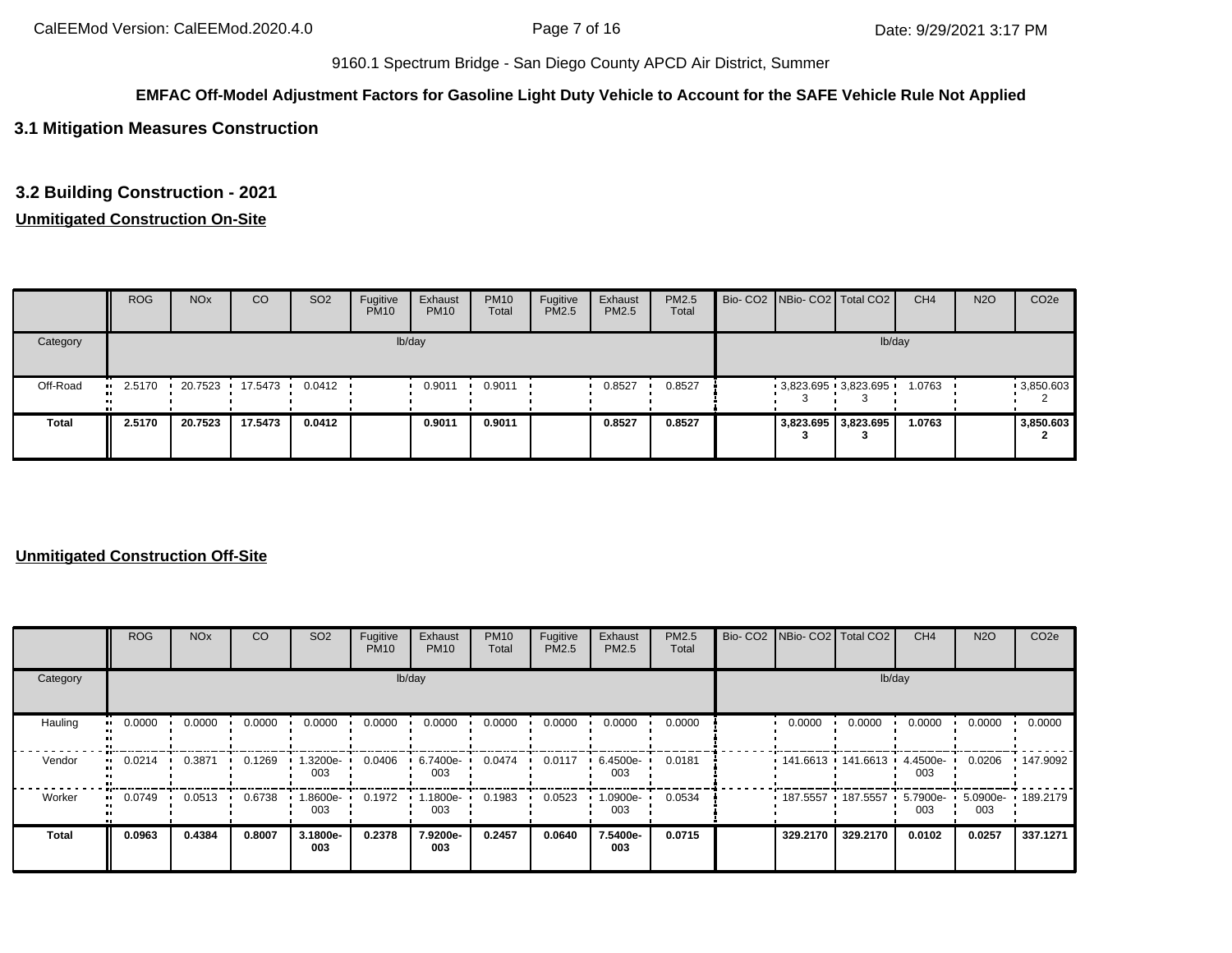9160.1 Spectrum Bridge - San Diego County APCD Air District, Summer

**EMFAC Off-Model Adjustment Factors for Gasoline Light Duty Vehicle to Account for the SAFE Vehicle Rule Not Applied**

## 3.1 Mitigation Measures Construction

## 3.2 Building Construction - 2021

**Unmitigated Construction On-Site**

| | ROG | NOx | CO | SO2 | Fugitive PM10 | Exhaust PM10 | PM10 Total | Fugitive PM2.5 | Exhaust PM2.5 | PM2.5 Total | Bio- CO2 | NBio- CO2 | Total CO2 | CH4 | N2O | CO2e |
|---|---|---|---|---|---|---|---|---|---|---|---|---|---|---|---|---|
| Category | lb/day | | | | | | | | | | lb/day | | | | | |
| Off-Road | 2.5170 | 20.7523 | 17.5473 | 0.0412 | | 0.9011 | 0.9011 | | 0.8527 | 0.8527 | | 3,823.695 3 | 3,823.695 3 | 1.0763 | | 3,850.603 2 |
| **Total** | **2.5170** | **20.7523** | **17.5473** | **0.0412** | | **0.9011** | **0.9011** | | **0.8527** | **0.8527** | | **3,823.695 3** | **3,823.695 3** | **1.0763** | | **3,850.603 2** |

**Unmitigated Construction Off-Site**

| | ROG | NOx | CO | SO2 | Fugitive PM10 | Exhaust PM10 | PM10 Total | Fugitive PM2.5 | Exhaust PM2.5 | PM2.5 Total | Bio- CO2 | NBio- CO2 | Total CO2 | CH4 | N2O | CO2e |
|---|---|---|---|---|---|---|---|---|---|---|---|---|---|---|---|---|
| Category | lb/day | | | | | | | | | | lb/day | | | | | |
| Hauling | 0.0000 | 0.0000 | 0.0000 | 0.0000 | 0.0000 | 0.0000 | 0.0000 | 0.0000 | 0.0000 | 0.0000 | | 0.0000 | 0.0000 | 0.0000 | 0.0000 | 0.0000 |
| Vendor | 0.0214 | 0.3871 | 0.1269 | 1.3200e-003 | 0.0406 | 6.7400e-003 | 0.0474 | 0.0117 | 6.4500e-003 | 0.0181 | | 141.6613 | 141.6613 | 4.4500e-003 | 0.0206 | 147.9092 |
| Worker | 0.0749 | 0.0513 | 0.6738 | 1.8600e-003 | 0.1972 | 1.1800e-003 | 0.1983 | 0.0523 | 1.0900e-003 | 0.0534 | | 187.5557 | 187.5557 | 5.7900e-003 | 5.0900e-003 | 189.2179 |
| **Total** | **0.0963** | **0.4384** | **0.8007** | **3.1800e-003** | **0.2378** | **7.9200e-003** | **0.2457** | **0.0640** | **7.5400e-003** | **0.0715** | | **329.2170** | **329.2170** | **0.0102** | **0.0257** | **337.1271** |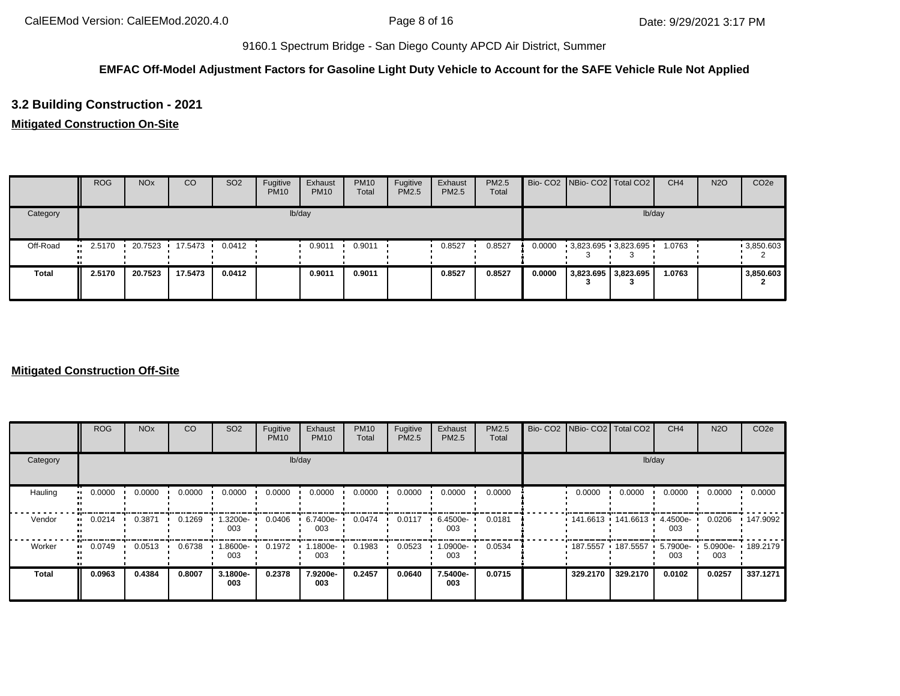9160.1 Spectrum Bridge - San Diego County APCD Air District, Summer

**EMFAC Off-Model Adjustment Factors for Gasoline Light Duty Vehicle to Account for the SAFE Vehicle Rule Not Applied**

## 3.2 Building Construction - 2021

**Mitigated Construction On-Site**

| | ROG | NOx | CO | SO2 | Fugitive PM10 | Exhaust PM10 | PM10 Total | Fugitive PM2.5 | Exhaust PM2.5 | PM2.5 Total | Bio- CO2 | NBio- CO2 | Total CO2 | CH4 | N2O | CO2e |
|---|---|---|---|---|---|---|---|---|---|---|---|---|---|---|---|---|
| Category | lb/day | | | | | | | | | | lb/day | | | | | |
| Off-Road | 2.5170 | 20.7523 | 17.5473 | 0.0412 | | 0.9011 | 0.9011 | | 0.8527 | 0.8527 | 0.0000 | 3,823.695 3 | 3,823.695 3 | 1.0763 | | 3,850.603 2 |
| **Total** | **2.5170** | **20.7523** | **17.5473** | **0.0412** | | **0.9011** | **0.9011** | | **0.8527** | **0.8527** | **0.0000** | **3,823.695 3** | **3,823.695 3** | **1.0763** | | **3,850.603 2** |

**Mitigated Construction Off-Site**

| | ROG | NOx | CO | SO2 | Fugitive PM10 | Exhaust PM10 | PM10 Total | Fugitive PM2.5 | Exhaust PM2.5 | PM2.5 Total | Bio- CO2 | NBio- CO2 | Total CO2 | CH4 | N2O | CO2e |
|---|---|---|---|---|---|---|---|---|---|---|---|---|---|---|---|---|
| Category | lb/day | | | | | | | | | | lb/day | | | | | |
| Hauling | 0.0000 | 0.0000 | 0.0000 | 0.0000 | 0.0000 | 0.0000 | 0.0000 | 0.0000 | 0.0000 | 0.0000 | | 0.0000 | 0.0000 | 0.0000 | 0.0000 | 0.0000 |
| Vendor | 0.0214 | 0.3871 | 0.1269 | 1.3200e-003 | 0.0406 | 6.7400e-003 | 0.0474 | 0.0117 | 6.4500e-003 | 0.0181 | | 141.6613 | 141.6613 | 4.4500e-003 | 0.0206 | 147.9092 |
| Worker | 0.0749 | 0.0513 | 0.6738 | 1.8600e-003 | 0.1972 | 1.1800e-003 | 0.1983 | 0.0523 | 1.0900e-003 | 0.0534 | | 187.5557 | 187.5557 | 5.7900e-003 | 5.0900e-003 | 189.2179 |
| **Total** | **0.0963** | **0.4384** | **0.8007** | **3.1800e-003** | **0.2378** | **7.9200e-003** | **0.2457** | **0.0640** | **7.5400e-003** | **0.0715** | | **329.2170** | **329.2170** | **0.0102** | **0.0257** | **337.1271** |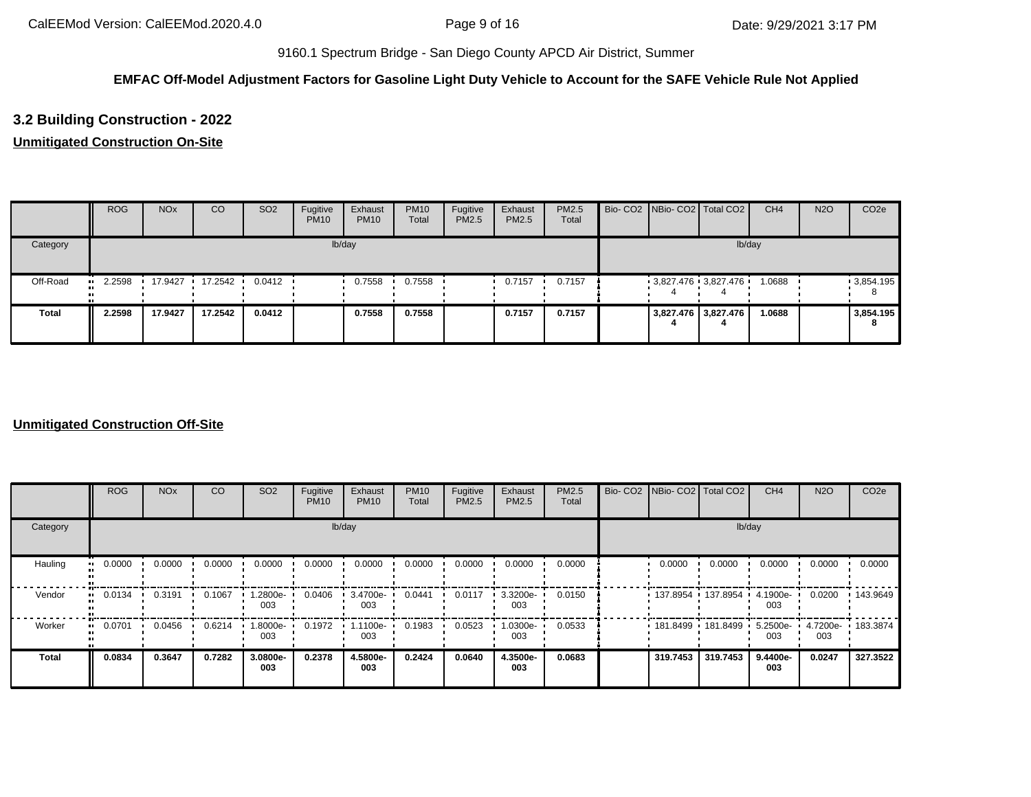9160.1 Spectrum Bridge - San Diego County APCD Air District, Summer

**EMFAC Off-Model Adjustment Factors for Gasoline Light Duty Vehicle to Account for the SAFE Vehicle Rule Not Applied**

## 3.2 Building Construction - 2022

**Unmitigated Construction On-Site**

| | ROG | NOx | CO | SO2 | Fugitive PM10 | Exhaust PM10 | PM10 Total | Fugitive PM2.5 | Exhaust PM2.5 | PM2.5 Total | Bio- CO2 | NBio- CO2 | Total CO2 | CH4 | N2O | CO2e |
|---|---|---|---|---|---|---|---|---|---|---|---|---|---|---|---|---|
| Category | lb/day | | | | | | | | | | lb/day | | | | | |
| Off-Road | 2.2598 | 17.9427 | 17.2542 | 0.0412 | | 0.7558 | 0.7558 | | 0.7157 | 0.7157 | | 3,827.4764 | 3,827.4764 | 1.0688 | | 3,854.1958 |
| **Total** | **2.2598** | **17.9427** | **17.2542** | **0.0412** | | **0.7558** | **0.7558** | | **0.7157** | **0.7157** | | **3,827.4764** | **3,827.4764** | **1.0688** | | **3,854.1958** |

**Unmitigated Construction Off-Site**

| | ROG | NOx | CO | SO2 | Fugitive PM10 | Exhaust PM10 | PM10 Total | Fugitive PM2.5 | Exhaust PM2.5 | PM2.5 Total | Bio- CO2 | NBio- CO2 | Total CO2 | CH4 | N2O | CO2e |
|---|---|---|---|---|---|---|---|---|---|---|---|---|---|---|---|---|
| Category | lb/day | | | | | | | | | | lb/day | | | | | |
| Hauling | 0.0000 | 0.0000 | 0.0000 | 0.0000 | 0.0000 | 0.0000 | 0.0000 | 0.0000 | 0.0000 | 0.0000 | | 0.0000 | 0.0000 | 0.0000 | 0.0000 | 0.0000 |
| Vendor | 0.0134 | 0.3191 | 0.1067 | 1.2800e-003 | 0.0406 | 3.4700e-003 | 0.0441 | 0.0117 | 3.3200e-003 | 0.0150 | | 137.8954 | 137.8954 | 4.1900e-003 | 0.0200 | 143.9649 |
| Worker | 0.0701 | 0.0456 | 0.6214 | 1.8000e-003 | 0.1972 | 1.1100e-003 | 0.1983 | 0.0523 | 1.0300e-003 | 0.0533 | | 181.8499 | 181.8499 | 5.2500e-003 | 4.7200e-003 | 183.3874 |
| **Total** | **0.0834** | **0.3647** | **0.7282** | **3.0800e-003** | **0.2378** | **4.5800e-003** | **0.2424** | **0.0640** | **4.3500e-003** | **0.0683** | | **319.7453** | **319.7453** | **9.4400e-003** | **0.0247** | **327.3522** |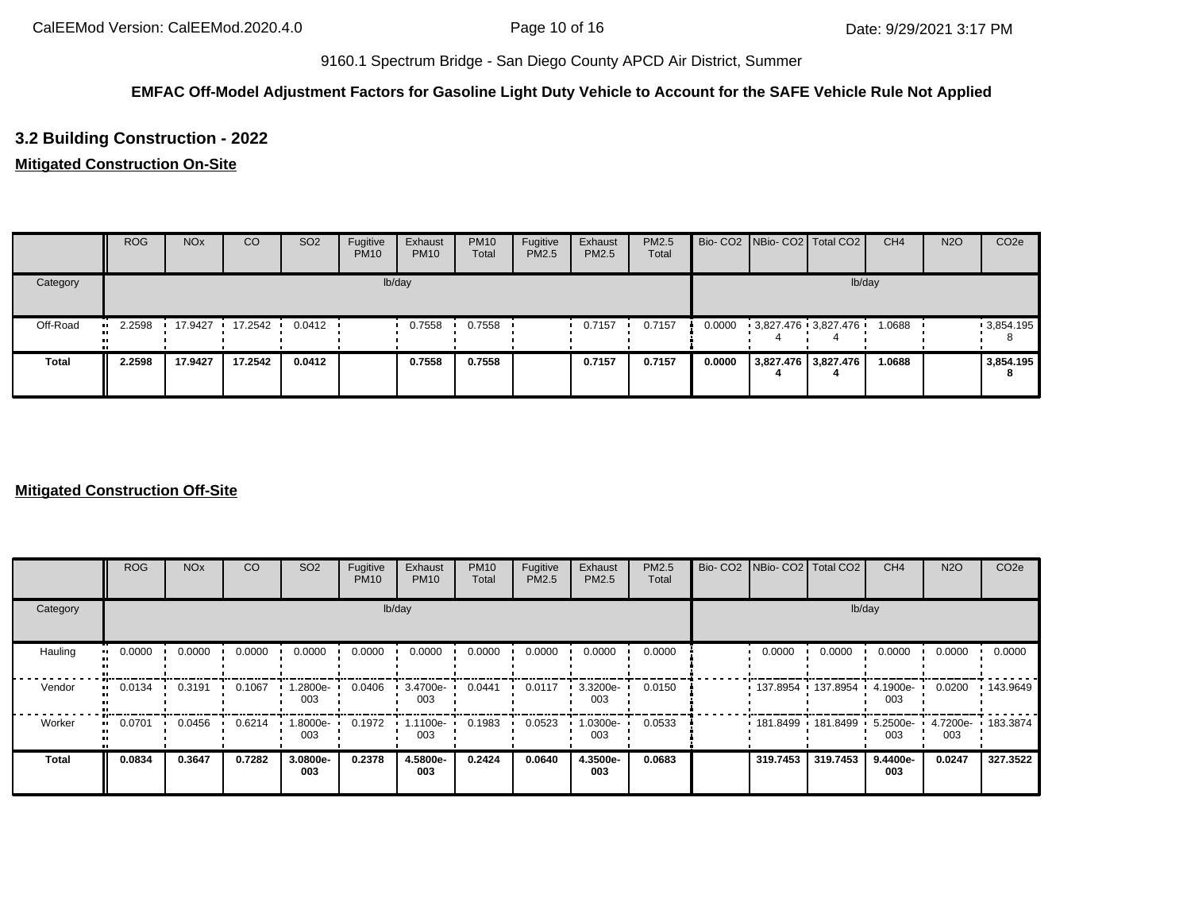9160.1 Spectrum Bridge - San Diego County APCD Air District, Summer

**EMFAC Off-Model Adjustment Factors for Gasoline Light Duty Vehicle to Account for the SAFE Vehicle Rule Not Applied**

## 3.2 Building Construction - 2022

**Mitigated Construction On-Site**

| | ROG | NOx | CO | SO2 | Fugitive PM10 | Exhaust PM10 | PM10 Total | Fugitive PM2.5 | Exhaust PM2.5 | PM2.5 Total | Bio- CO2 | NBio- CO2 | Total CO2 | CH4 | N2O | CO2e |
|---|---|---|---|---|---|---|---|---|---|---|---|---|---|---|---|---|
| Category | | | | | | lb/day | | | | | | | | lb/day | | |
| Off-Road | 2.2598 | 17.9427 | 17.2542 | 0.0412 | | 0.7558 | 0.7558 | | 0.7157 | 0.7157 | 0.0000 | 3,827.4764 | 3,827.4764 | 1.0688 | | 3,854.1958 |
| **Total** | **2.2598** | **17.9427** | **17.2542** | **0.0412** | | **0.7558** | **0.7558** | | **0.7157** | **0.7157** | **0.0000** | **3,827.4764** | **3,827.4764** | **1.0688** | | **3,854.1958** |

**Mitigated Construction Off-Site**

| | ROG | NOx | CO | SO2 | Fugitive PM10 | Exhaust PM10 | PM10 Total | Fugitive PM2.5 | Exhaust PM2.5 | PM2.5 Total | Bio- CO2 | NBio- CO2 | Total CO2 | CH4 | N2O | CO2e |
|---|---|---|---|---|---|---|---|---|---|---|---|---|---|---|---|---|
| Category | | | | | | lb/day | | | | | | | | lb/day | | |
| Hauling | 0.0000 | 0.0000 | 0.0000 | 0.0000 | 0.0000 | 0.0000 | 0.0000 | 0.0000 | 0.0000 | 0.0000 | | 0.0000 | 0.0000 | 0.0000 | 0.0000 | 0.0000 |
| Vendor | 0.0134 | 0.3191 | 0.1067 | 1.2800e-003 | 0.0406 | 3.4700e-003 | 0.0441 | 0.0117 | 3.3200e-003 | 0.0150 | | 137.8954 | 137.8954 | 4.1900e-003 | 0.0200 | 143.9649 |
| Worker | 0.0701 | 0.0456 | 0.6214 | 1.8000e-003 | 0.1972 | 1.1100e-003 | 0.1983 | 0.0523 | 1.0300e-003 | 0.0533 | | 181.8499 | 181.8499 | 5.2500e-003 | 4.7200e-003 | 183.3874 |
| **Total** | **0.0834** | **0.3647** | **0.7282** | **3.0800e-003** | **0.2378** | **4.5800e-003** | **0.2424** | **0.0640** | **4.3500e-003** | **0.0683** | | **319.7453** | **319.7453** | **9.4400e-003** | **0.0247** | **327.3522** |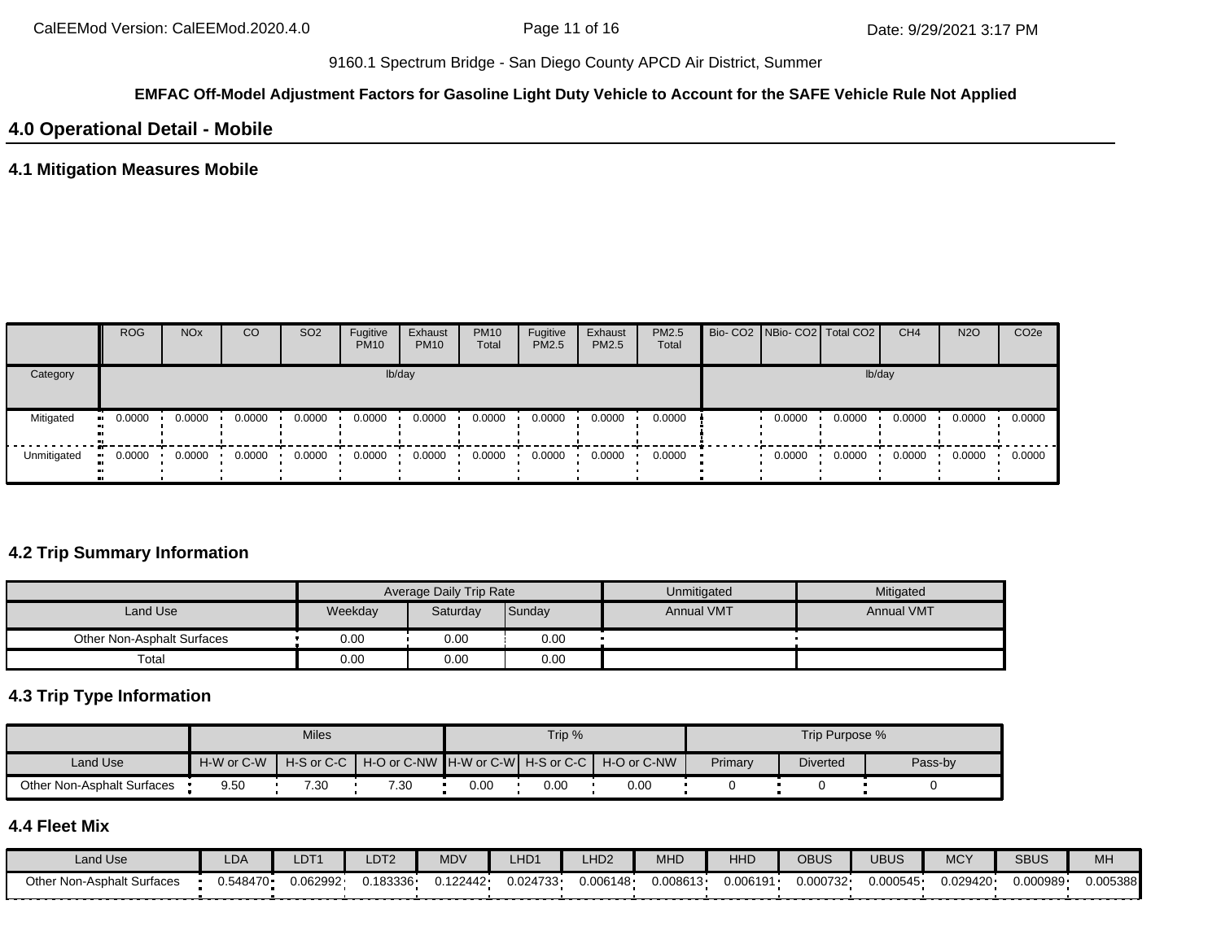9160.1 Spectrum Bridge - San Diego County APCD Air District, Summer

**EMFAC Off-Model Adjustment Factors for Gasoline Light Duty Vehicle to Account for the SAFE Vehicle Rule Not Applied**

## 4.0 Operational Detail - Mobile

### 4.1 Mitigation Measures Mobile

| | ROG | NOx | CO | SO2 | Fugitive PM10 | Exhaust PM10 | PM10 Total | Fugitive PM2.5 | Exhaust PM2.5 | PM2.5 Total | Bio- CO2 | NBio- CO2 | Total CO2 | CH4 | N2O | CO2e |
|---|---|---|---|---|---|---|---|---|---|---|---|---|---|---|---|---|
| Category | lb/day | | | | | | | | | | lb/day | | | | | |
| Mitigated | 0.0000 | 0.0000 | 0.0000 | 0.0000 | 0.0000 | 0.0000 | 0.0000 | 0.0000 | 0.0000 | 0.0000 | | 0.0000 | 0.0000 | 0.0000 | 0.0000 | 0.0000 |
| Unmitigated | 0.0000 | 0.0000 | 0.0000 | 0.0000 | 0.0000 | 0.0000 | 0.0000 | 0.0000 | 0.0000 | 0.0000 | | 0.0000 | 0.0000 | 0.0000 | 0.0000 | 0.0000 |

### 4.2 Trip Summary Information

| | Average Daily Trip Rate | | | Unmitigated | Mitigated |
|---|---|---|---|---|---|
| Land Use | Weekday | Saturday | Sunday | Annual VMT | Annual VMT |
| Other Non-Asphalt Surfaces | 0.00 | 0.00 | 0.00 | | |
| Total | 0.00 | 0.00 | 0.00 | | |

### 4.3 Trip Type Information

| | Miles | | | Trip % | | | Trip Purpose % | | |
|---|---|---|---|---|---|---|---|---|---|
| Land Use | H-W or C-W | H-S or C-C | H-O or C-NW | H-W or C-W | H-S or C-C | H-O or C-NW | Primary | Diverted | Pass-by |
| Other Non-Asphalt Surfaces | 9.50 | 7.30 | 7.30 | 0.00 | 0.00 | 0.00 | 0 | 0 | 0 |

### 4.4 Fleet Mix

| Land Use | LDA | LDT1 | LDT2 | MDV | LHD1 | LHD2 | MHD | HHD | OBUS | UBUS | MCY | SBUS | MH |
|---|---|---|---|---|---|---|---|---|---|---|---|---|---|
| Other Non-Asphalt Surfaces | 0.548470 | 0.062992 | 0.183336 | 0.122442 | 0.024733 | 0.006148 | 0.008613 | 0.006191 | 0.000732 | 0.000545 | 0.029420 | 0.000989 | 0.005388 |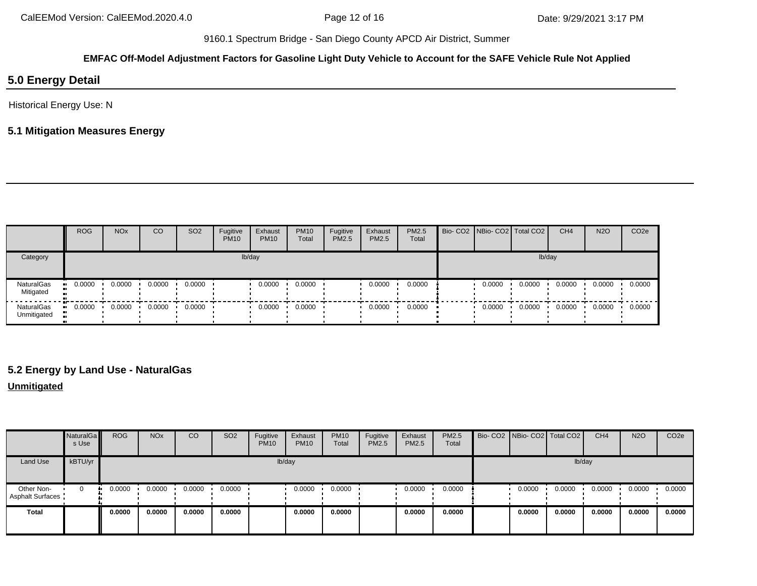9160.1 Spectrum Bridge - San Diego County APCD Air District, Summer

**EMFAC Off-Model Adjustment Factors for Gasoline Light Duty Vehicle to Account for the SAFE Vehicle Rule Not Applied**

## 5.0 Energy Detail

Historical Energy Use: N

### 5.1 Mitigation Measures Energy

| | ROG | NOx | CO | SO2 | Fugitive PM10 | Exhaust PM10 | PM10 Total | Fugitive PM2.5 | Exhaust PM2.5 | PM2.5 Total | Bio- CO2 | NBio- CO2 | Total CO2 | CH4 | N2O | CO2e |
|---|---|---|---|---|---|---|---|---|---|---|---|---|---|---|---|---|
| Category | lb/day | | | | | | | | | | lb/day | | | | | |
| NaturalGas Mitigated | 0.0000 | 0.0000 | 0.0000 | 0.0000 | | 0.0000 | 0.0000 | | 0.0000 | 0.0000 | | 0.0000 | 0.0000 | 0.0000 | 0.0000 | 0.0000 |
| NaturalGas Unmitigated | 0.0000 | 0.0000 | 0.0000 | 0.0000 | | 0.0000 | 0.0000 | | 0.0000 | 0.0000 | | 0.0000 | 0.0000 | 0.0000 | 0.0000 | 0.0000 |

### 5.2 Energy by Land Use - NaturalGas

**Unmitigated**

| | NaturalGas Use | ROG | NOx | CO | SO2 | Fugitive PM10 | Exhaust PM10 | PM10 Total | Fugitive PM2.5 | Exhaust PM2.5 | PM2.5 Total | Bio- CO2 | NBio- CO2 | Total CO2 | CH4 | N2O | CO2e |
|---|---|---|---|---|---|---|---|---|---|---|---|---|---|---|---|---|---|
| Land Use | kBTU/yr | lb/day | | | | | | | | | | lb/day | | | | | |
| Other Non-Asphalt Surfaces | 0 | 0.0000 | 0.0000 | 0.0000 | 0.0000 | | 0.0000 | 0.0000 | | 0.0000 | 0.0000 | | 0.0000 | 0.0000 | 0.0000 | 0.0000 | 0.0000 |
| **Total** | | **0.0000** | **0.0000** | **0.0000** | **0.0000** | | **0.0000** | **0.0000** | | **0.0000** | **0.0000** | | **0.0000** | **0.0000** | **0.0000** | **0.0000** | **0.0000** |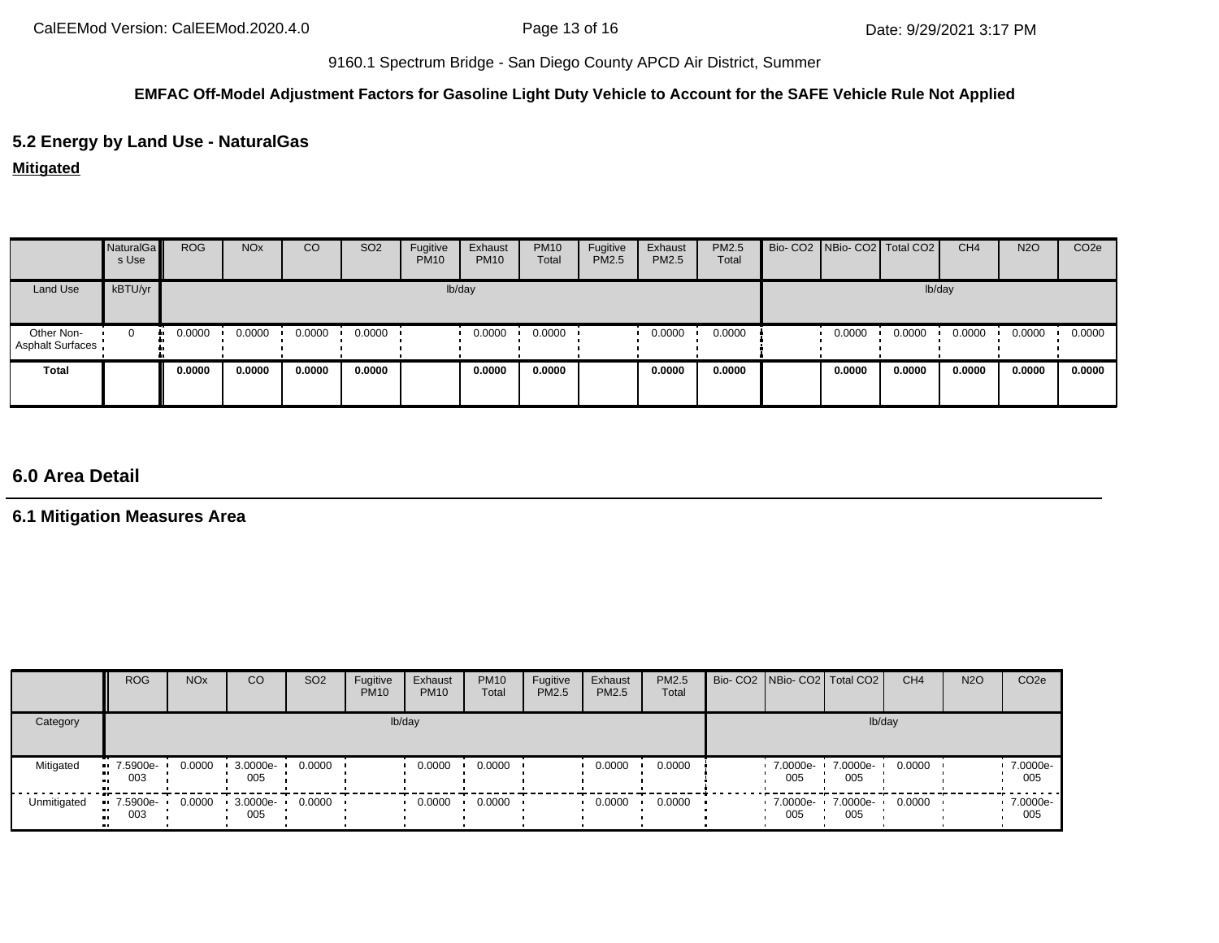9160.1 Spectrum Bridge - San Diego County APCD Air District, Summer

**EMFAC Off-Model Adjustment Factors for Gasoline Light Duty Vehicle to Account for the SAFE Vehicle Rule Not Applied**

## 5.2 Energy by Land Use - NaturalGas

**Mitigated**

| | NaturalGas Use | ROG | NOx | CO | SO2 | Fugitive PM10 | Exhaust PM10 | PM10 Total | Fugitive PM2.5 | Exhaust PM2.5 | PM2.5 Total | Bio- CO2 | NBio- CO2 | Total CO2 | CH4 | N2O | CO2e |
|---|---|---|---|---|---|---|---|---|---|---|---|---|---|---|---|---|---|
| Land Use | kBTU/yr | lb/day | | | | | | | | | | lb/day | | | | | |
| Other Non-Asphalt Surfaces | 0 | 0.0000 | 0.0000 | 0.0000 | 0.0000 | | 0.0000 | 0.0000 | | 0.0000 | 0.0000 | | 0.0000 | 0.0000 | 0.0000 | 0.0000 | 0.0000 |
| **Total** | | **0.0000** | **0.0000** | **0.0000** | **0.0000** | | **0.0000** | **0.0000** | | **0.0000** | **0.0000** | | **0.0000** | **0.0000** | **0.0000** | **0.0000** | **0.0000** |

## 6.0 Area Detail

### 6.1 Mitigation Measures Area

| | ROG | NOx | CO | SO2 | Fugitive PM10 | Exhaust PM10 | PM10 Total | Fugitive PM2.5 | Exhaust PM2.5 | PM2.5 Total | Bio- CO2 | NBio- CO2 | Total CO2 | CH4 | N2O | CO2e |
|---|---|---|---|---|---|---|---|---|---|---|---|---|---|---|---|---|
| Category | lb/day | | | | | | | | | | lb/day | | | | | |
| Mitigated | 7.5900e-003 | 0.0000 | 3.0000e-005 | 0.0000 | | 0.0000 | 0.0000 | | 0.0000 | 0.0000 | | 7.0000e-005 | 7.0000e-005 | 0.0000 | | 7.0000e-005 |
| Unmitigated | 7.5900e-003 | 0.0000 | 3.0000e-005 | 0.0000 | | 0.0000 | 0.0000 | | 0.0000 | 0.0000 | | 7.0000e-005 | 7.0000e-005 | 0.0000 | | 7.0000e-005 |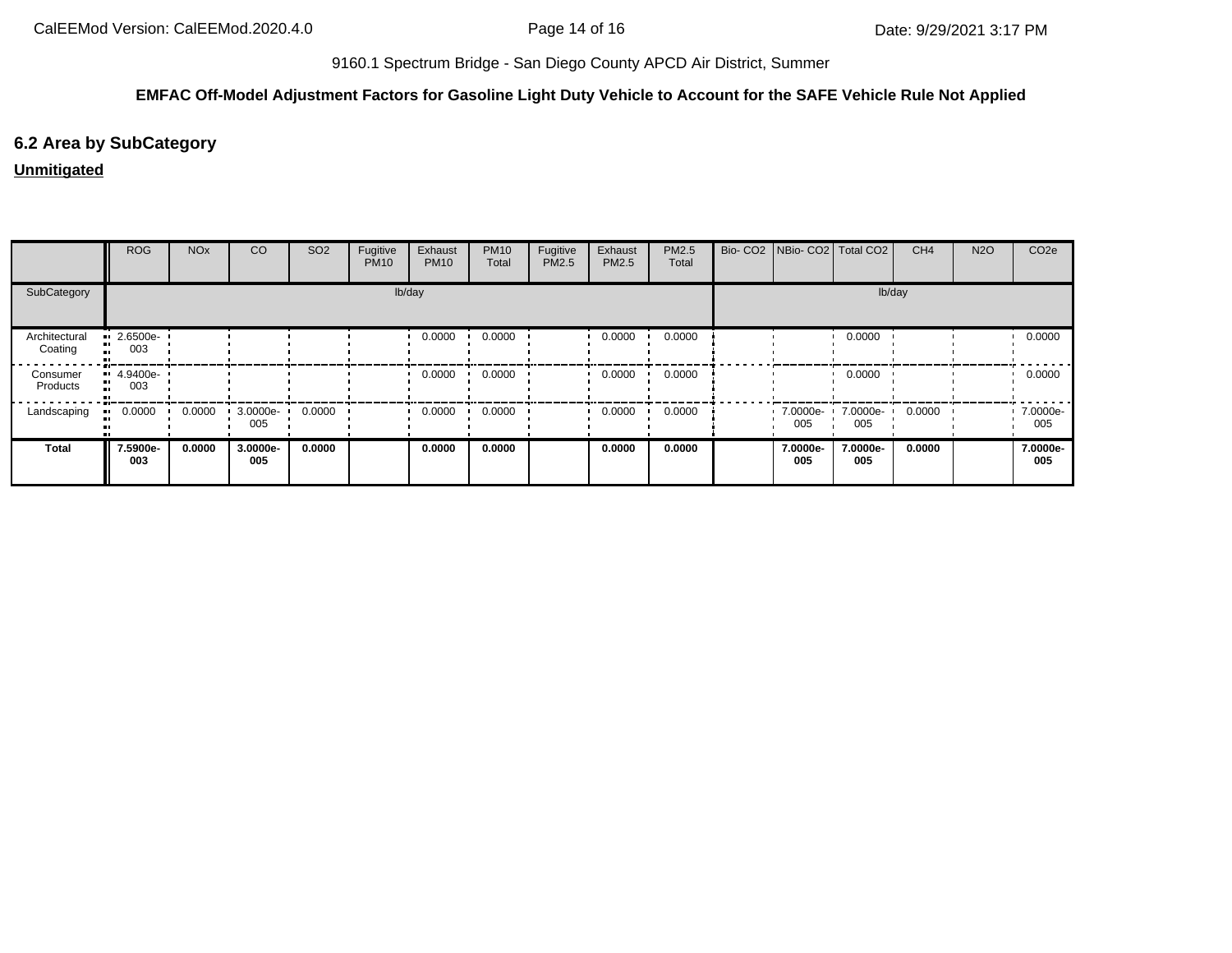9160.1 Spectrum Bridge - San Diego County APCD Air District, Summer

**EMFAC Off-Model Adjustment Factors for Gasoline Light Duty Vehicle to Account for the SAFE Vehicle Rule Not Applied**

## 6.2 Area by SubCategory

**Unmitigated**

| | ROG | NOx | CO | SO2 | Fugitive PM10 | Exhaust PM10 | PM10 Total | Fugitive PM2.5 | Exhaust PM2.5 | PM2.5 Total | Bio- CO2 | NBio- CO2 | Total CO2 | CH4 | N2O | CO2e |
|---|---|---|---|---|---|---|---|---|---|---|---|---|---|---|---|---|
| SubCategory | lb/day | | | | | | | | | | lb/day | | | | | |
| Architectural Coating | 2.6500e-003 | | | | | 0.0000 | 0.0000 | | 0.0000 | 0.0000 | | | 0.0000 | | | 0.0000 |
| Consumer Products | 4.9400e-003 | | | | | 0.0000 | 0.0000 | | 0.0000 | 0.0000 | | | 0.0000 | | | 0.0000 |
| Landscaping | 0.0000 | 0.0000 | 3.0000e-005 | 0.0000 | | 0.0000 | 0.0000 | | 0.0000 | 0.0000 | | 7.0000e-005 | 7.0000e-005 | 0.0000 | | 7.0000e-005 |
| **Total** | **7.5900e-003** | **0.0000** | **3.0000e-005** | **0.0000** | | **0.0000** | **0.0000** | | **0.0000** | **0.0000** | | **7.0000e-005** | **7.0000e-005** | **0.0000** | | **7.0000e-005** |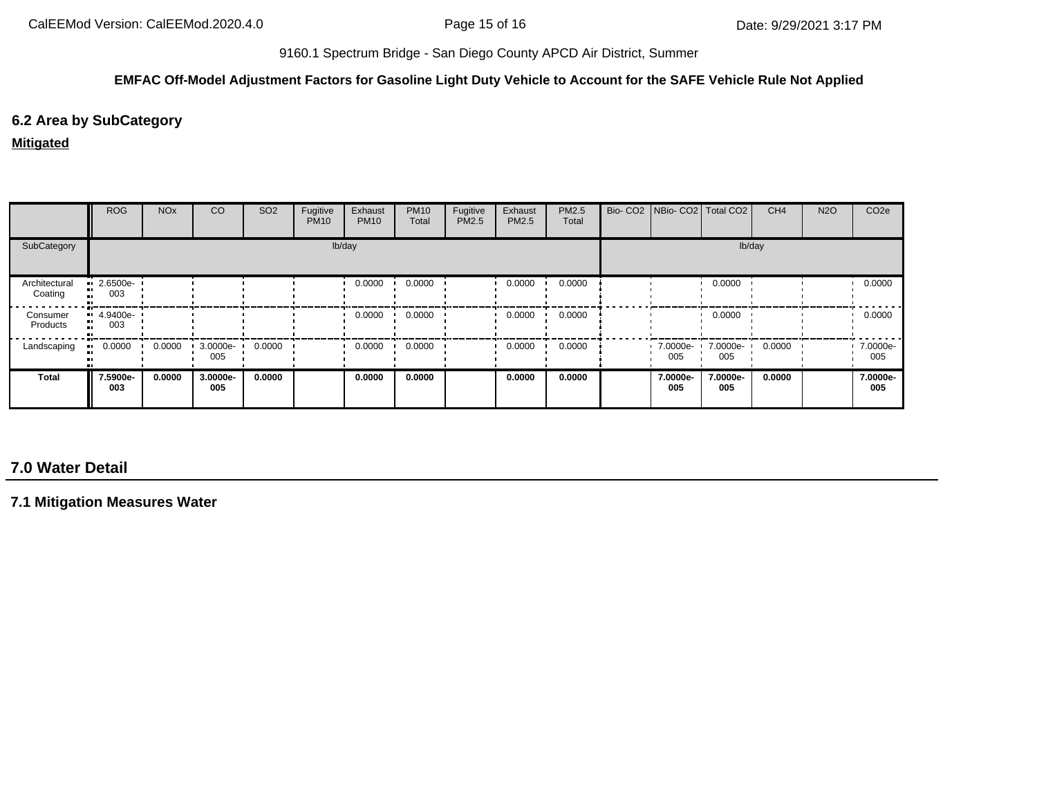9160.1 Spectrum Bridge - San Diego County APCD Air District, Summer

**EMFAC Off-Model Adjustment Factors for Gasoline Light Duty Vehicle to Account for the SAFE Vehicle Rule Not Applied**

## 6.2 Area by SubCategory

**Mitigated**

| | ROG | NOx | CO | SO2 | Fugitive PM10 | Exhaust PM10 | PM10 Total | Fugitive PM2.5 | Exhaust PM2.5 | PM2.5 Total | Bio- CO2 | NBio- CO2 | Total CO2 | CH4 | N2O | CO2e |
|---|---|---|---|---|---|---|---|---|---|---|---|---|---|---|---|---|
| SubCategory | lb/day | | | | | | | | | | lb/day | | | | | |
| Architectural Coating | 2.6500e-003 | | | | | 0.0000 | 0.0000 | | 0.0000 | 0.0000 | | | 0.0000 | | | 0.0000 |
| Consumer Products | 4.9400e-003 | | | | | 0.0000 | 0.0000 | | 0.0000 | 0.0000 | | | 0.0000 | | | 0.0000 |
| Landscaping | 0.0000 | 0.0000 | 3.0000e-005 | 0.0000 | | 0.0000 | 0.0000 | | 0.0000 | 0.0000 | | 7.0000e-005 | 7.0000e-005 | 0.0000 | | 7.0000e-005 |
| **Total** | **7.5900e-003** | **0.0000** | **3.0000e-005** | **0.0000** | | **0.0000** | **0.0000** | | **0.0000** | **0.0000** | | **7.0000e-005** | **7.0000e-005** | **0.0000** | | **7.0000e-005** |

## 7.0 Water Detail

### 7.1 Mitigation Measures Water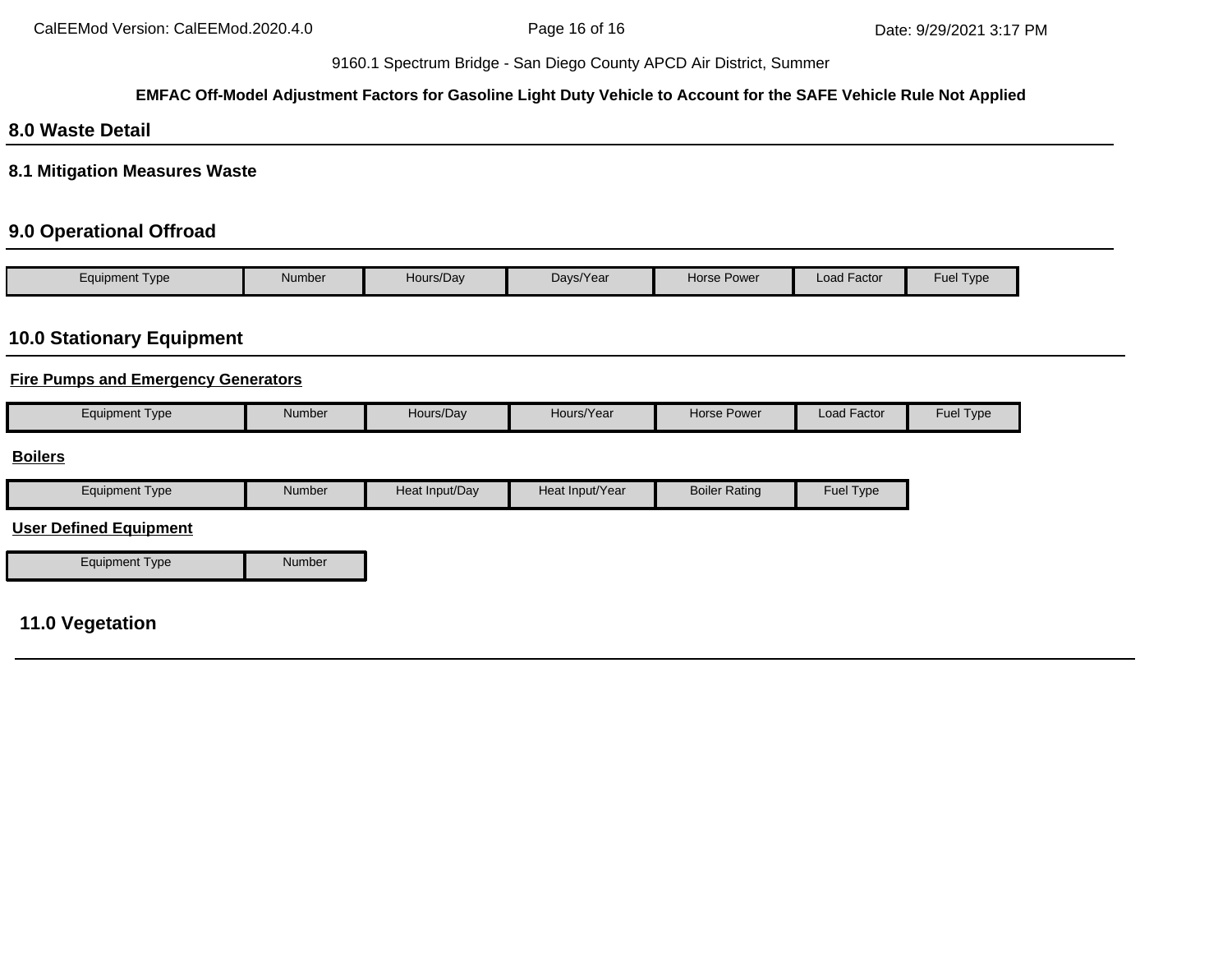## 8.0 Waste Detail

### 8.1 Mitigation Measures Waste

## 9.0 Operational Offroad

| Equipment Type | Number | Hours/Day | Days/Year | Horse Power | Load Factor | Fuel Type |
|---|---|---|---|---|---|---|

## 10.0 Stationary Equipment

**Fire Pumps and Emergency Generators**

| Equipment Type | Number | Hours/Day | Hours/Year | Horse Power | Load Factor | Fuel Type |
|---|---|---|---|---|---|---|

**Boilers**

| Equipment Type | Number | Heat Input/Day | Heat Input/Year | Boiler Rating | Fuel Type |
|---|---|---|---|---|---|

**User Defined Equipment**

| Equipment Type | Number |
|---|---|

## 11.0 Vegetation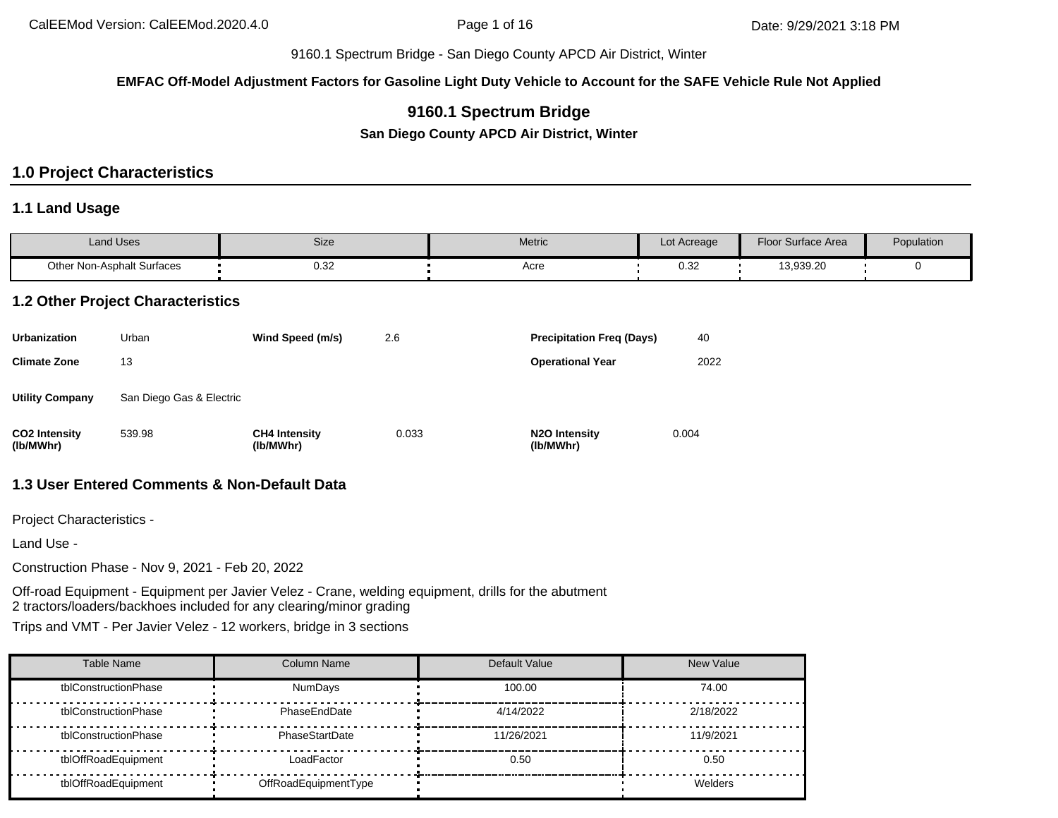9160.1 Spectrum Bridge - San Diego County APCD Air District, Winter

**EMFAC Off-Model Adjustment Factors for Gasoline Light Duty Vehicle to Account for the SAFE Vehicle Rule Not Applied**

# 9160.1 Spectrum Bridge

**San Diego County APCD Air District, Winter**

## 1.0 Project Characteristics

### 1.1 Land Usage

| Land Uses | Size | Metric | Lot Acreage | Floor Surface Area | Population |
|---|---|---|---|---|---|
| Other Non-Asphalt Surfaces | 0.32 | Acre | 0.32 | 13,939.20 | 0 |

### 1.2 Other Project Characteristics

| | | | | | |
|---|---|---|---|---|---|
| **Urbanization** | Urban | **Wind Speed (m/s)** | 2.6 | **Precipitation Freq (Days)** | 40 |
| **Climate Zone** | 13 | | | **Operational Year** | 2022 |
| **Utility Company** | San Diego Gas & Electric | | | | |
| **CO2 Intensity (lb/MWhr)** | 539.98 | **CH4 Intensity (lb/MWhr)** | 0.033 | **N2O Intensity (lb/MWhr)** | 0.004 |

### 1.3 User Entered Comments & Non-Default Data

Project Characteristics -

Land Use -

Construction Phase - Nov 9, 2021 - Feb 20, 2022

Off-road Equipment - Equipment per Javier Velez - Crane, welding equipment, drills for the abutment
2 tractors/loaders/backhoes included for any clearing/minor grading

Trips and VMT - Per Javier Velez - 12 workers, bridge in 3 sections

| Table Name | Column Name | Default Value | New Value |
|---|---|---|---|
| tblConstructionPhase | NumDays | 100.00 | 74.00 |
| tblConstructionPhase | PhaseEndDate | 4/14/2022 | 2/18/2022 |
| tblConstructionPhase | PhaseStartDate | 11/26/2021 | 11/9/2021 |
| tblOffRoadEquipment | LoadFactor | 0.50 | 0.50 |
| tblOffRoadEquipment | OffRoadEquipmentType | | Welders |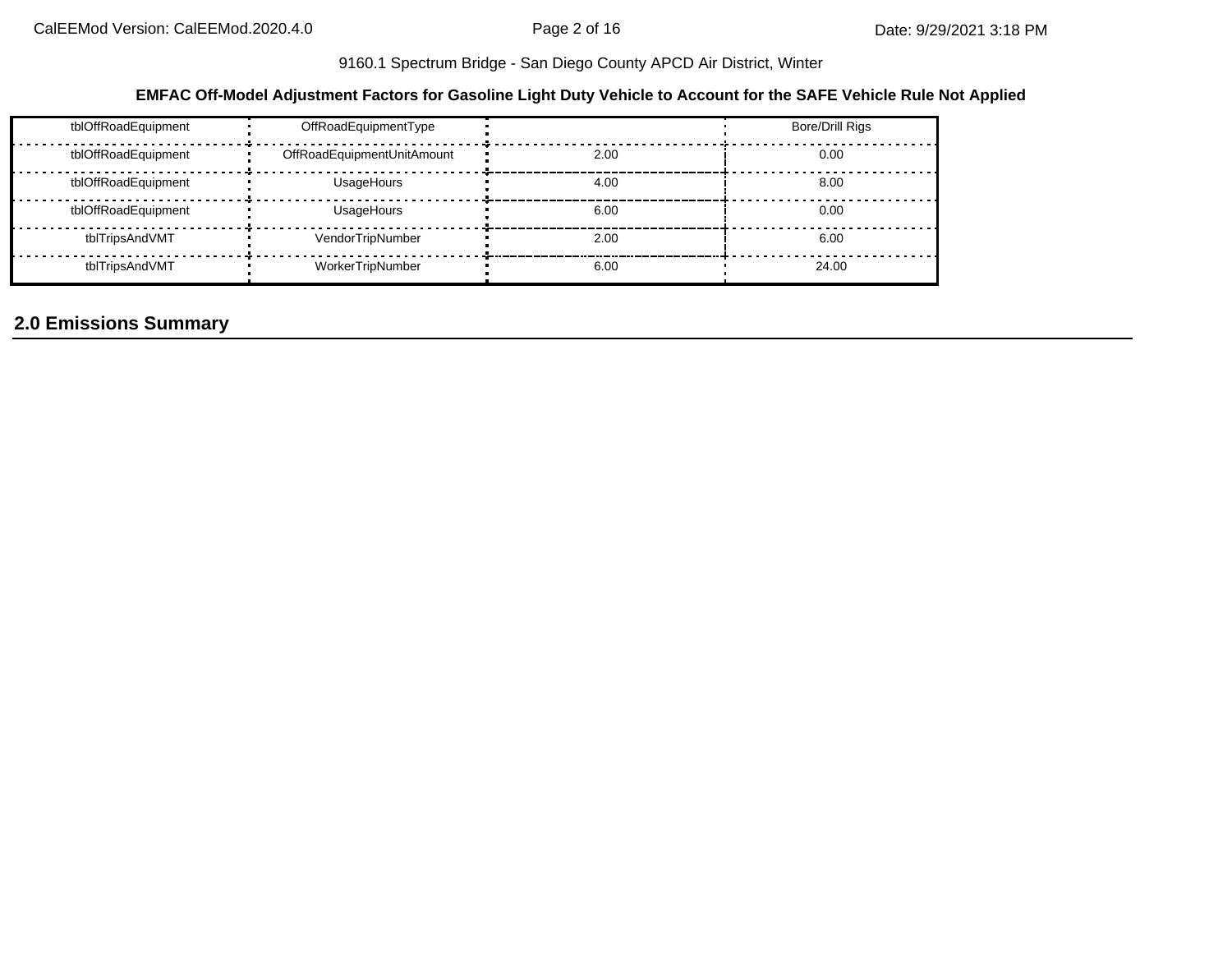9160.1 Spectrum Bridge - San Diego County APCD Air District, Winter

**EMFAC Off-Model Adjustment Factors for Gasoline Light Duty Vehicle to Account for the SAFE Vehicle Rule Not Applied**

| | | | |
|---|---|---|---|
| tblOffRoadEquipment | OffRoadEquipmentType | | Bore/Drill Rigs |
| tblOffRoadEquipment | OffRoadEquipmentUnitAmount | 2.00 | 0.00 |
| tblOffRoadEquipment | UsageHours | 4.00 | 8.00 |
| tblOffRoadEquipment | UsageHours | 6.00 | 0.00 |
| tblTripsAndVMT | VendorTripNumber | 2.00 | 6.00 |
| tblTripsAndVMT | WorkerTripNumber | 6.00 | 24.00 |

## 2.0 Emissions Summary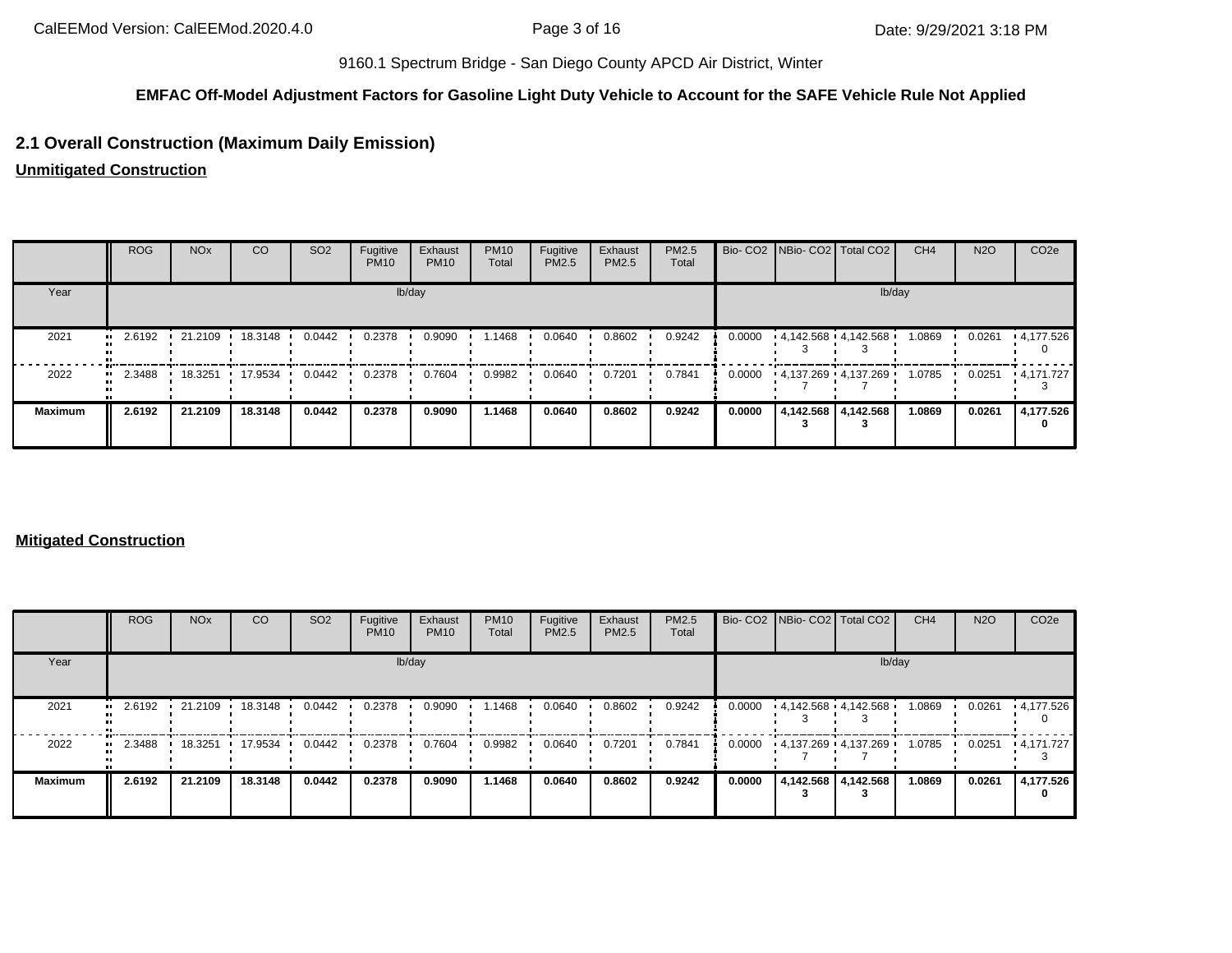9160.1 Spectrum Bridge - San Diego County APCD Air District, Winter

**EMFAC Off-Model Adjustment Factors for Gasoline Light Duty Vehicle to Account for the SAFE Vehicle Rule Not Applied**

## 2.1 Overall Construction (Maximum Daily Emission)

**Unmitigated Construction**

| | ROG | NOx | CO | SO2 | Fugitive PM10 | Exhaust PM10 | PM10 Total | Fugitive PM2.5 | Exhaust PM2.5 | PM2.5 Total | Bio- CO2 | NBio- CO2 | Total CO2 | CH4 | N2O | CO2e |
|---|---|---|---|---|---|---|---|---|---|---|---|---|---|---|---|---|
| Year | lb/day | | | | | | | | | | lb/day | | | | | |
| 2021 | 2.6192 | 21.2109 | 18.3148 | 0.0442 | 0.2378 | 0.9090 | 1.1468 | 0.0640 | 0.8602 | 0.9242 | 0.0000 | 4,142.5683 | 4,142.5683 | 1.0869 | 0.0261 | 4,177.5260 |
| 2022 | 2.3488 | 18.3251 | 17.9534 | 0.0442 | 0.2378 | 0.7604 | 0.9982 | 0.0640 | 0.7201 | 0.7841 | 0.0000 | 4,137.2697 | 4,137.2697 | 1.0785 | 0.0251 | 4,171.7273 |
| **Maximum** | **2.6192** | **21.2109** | **18.3148** | **0.0442** | **0.2378** | **0.9090** | **1.1468** | **0.0640** | **0.8602** | **0.9242** | **0.0000** | **4,142.5683** | **4,142.5683** | **1.0869** | **0.0261** | **4,177.5260** |

**Mitigated Construction**

| | ROG | NOx | CO | SO2 | Fugitive PM10 | Exhaust PM10 | PM10 Total | Fugitive PM2.5 | Exhaust PM2.5 | PM2.5 Total | Bio- CO2 | NBio- CO2 | Total CO2 | CH4 | N2O | CO2e |
|---|---|---|---|---|---|---|---|---|---|---|---|---|---|---|---|---|
| Year | lb/day | | | | | | | | | | lb/day | | | | | |
| 2021 | 2.6192 | 21.2109 | 18.3148 | 0.0442 | 0.2378 | 0.9090 | 1.1468 | 0.0640 | 0.8602 | 0.9242 | 0.0000 | 4,142.5683 | 4,142.5683 | 1.0869 | 0.0261 | 4,177.5260 |
| 2022 | 2.3488 | 18.3251 | 17.9534 | 0.0442 | 0.2378 | 0.7604 | 0.9982 | 0.0640 | 0.7201 | 0.7841 | 0.0000 | 4,137.2697 | 4,137.2697 | 1.0785 | 0.0251 | 4,171.7273 |
| **Maximum** | **2.6192** | **21.2109** | **18.3148** | **0.0442** | **0.2378** | **0.9090** | **1.1468** | **0.0640** | **0.8602** | **0.9242** | **0.0000** | **4,142.5683** | **4,142.5683** | **1.0869** | **0.0261** | **4,177.5260** |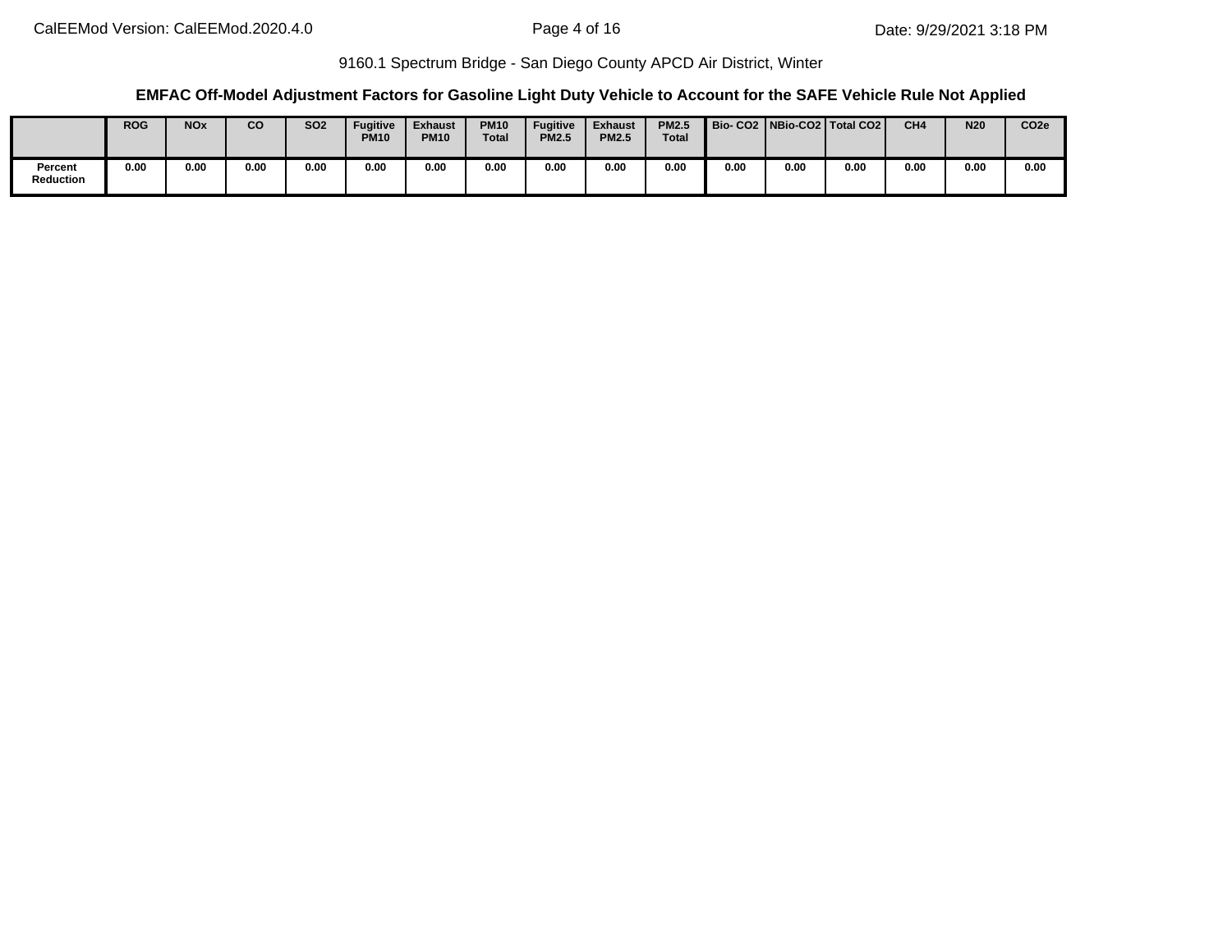9160.1 Spectrum Bridge - San Diego County APCD Air District, Winter

**EMFAC Off-Model Adjustment Factors for Gasoline Light Duty Vehicle to Account for the SAFE Vehicle Rule Not Applied**

| | ROG | NOx | CO | SO2 | Fugitive PM10 | Exhaust PM10 | PM10 Total | Fugitive PM2.5 | Exhaust PM2.5 | PM2.5 Total | Bio- CO2 | NBio-CO2 | Total CO2 | CH4 | N20 | CO2e |
|---|---|---|---|---|---|---|---|---|---|---|---|---|---|---|---|---|
| Percent Reduction | 0.00 | 0.00 | 0.00 | 0.00 | 0.00 | 0.00 | 0.00 | 0.00 | 0.00 | 0.00 | 0.00 | 0.00 | 0.00 | 0.00 | 0.00 | 0.00 |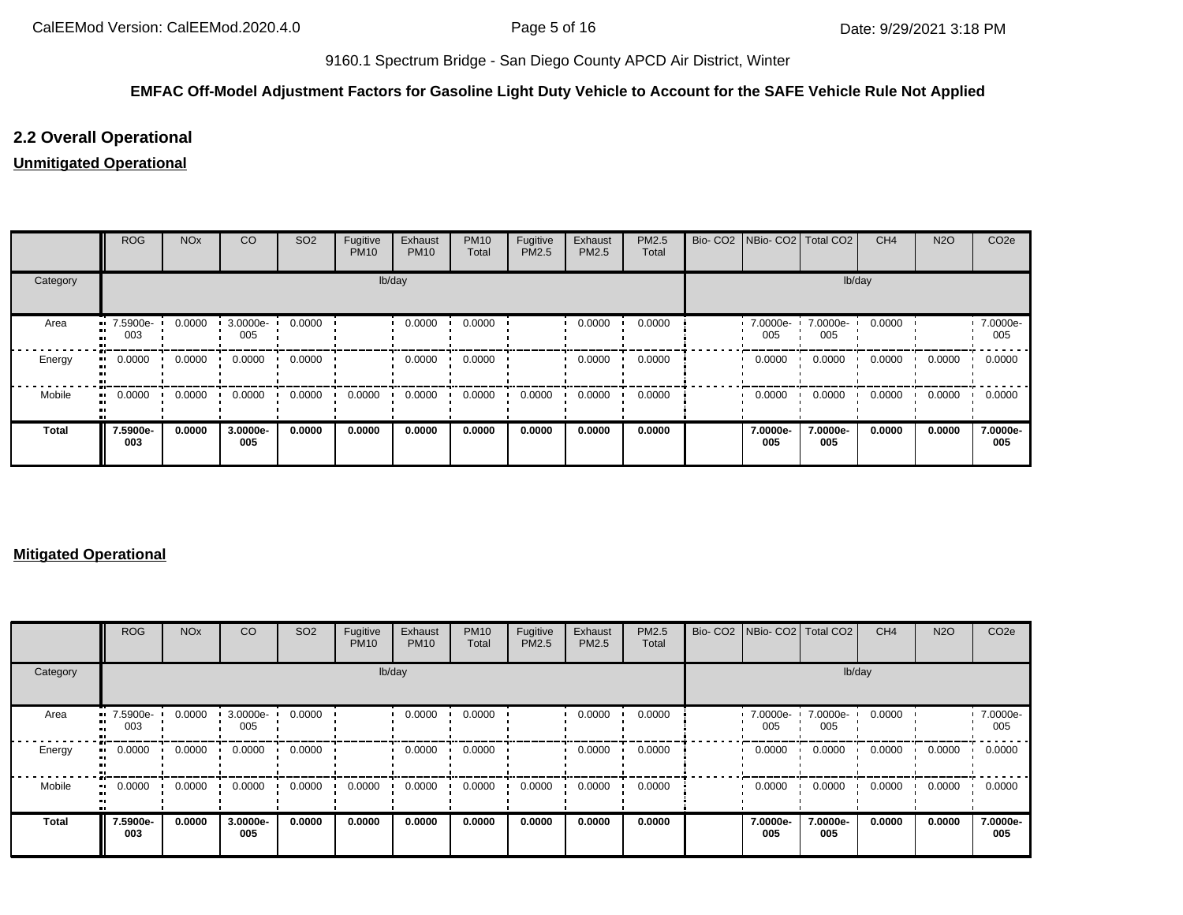9160.1 Spectrum Bridge - San Diego County APCD Air District, Winter

**EMFAC Off-Model Adjustment Factors for Gasoline Light Duty Vehicle to Account for the SAFE Vehicle Rule Not Applied**

## 2.2 Overall Operational

**Unmitigated Operational**

| | ROG | NOx | CO | SO2 | Fugitive PM10 | Exhaust PM10 | PM10 Total | Fugitive PM2.5 | Exhaust PM2.5 | PM2.5 Total | Bio- CO2 | NBio- CO2 | Total CO2 | CH4 | N2O | CO2e |
|---|---|---|---|---|---|---|---|---|---|---|---|---|---|---|---|---|
| Category | lb/day | | | | | | | | | | lb/day | | | | | |
| Area | 7.5900e-003 | 0.0000 | 3.0000e-005 | 0.0000 | | 0.0000 | 0.0000 | | 0.0000 | 0.0000 | | 7.0000e-005 | 7.0000e-005 | 0.0000 | | 7.0000e-005 |
| Energy | 0.0000 | 0.0000 | 0.0000 | 0.0000 | | 0.0000 | 0.0000 | | 0.0000 | 0.0000 | | 0.0000 | 0.0000 | 0.0000 | 0.0000 | 0.0000 |
| Mobile | 0.0000 | 0.0000 | 0.0000 | 0.0000 | 0.0000 | 0.0000 | 0.0000 | 0.0000 | 0.0000 | 0.0000 | | 0.0000 | 0.0000 | 0.0000 | 0.0000 | 0.0000 |
| **Total** | **7.5900e-003** | **0.0000** | **3.0000e-005** | **0.0000** | **0.0000** | **0.0000** | **0.0000** | **0.0000** | **0.0000** | **0.0000** | | **7.0000e-005** | **7.0000e-005** | **0.0000** | **0.0000** | **7.0000e-005** |

**Mitigated Operational**

| | ROG | NOx | CO | SO2 | Fugitive PM10 | Exhaust PM10 | PM10 Total | Fugitive PM2.5 | Exhaust PM2.5 | PM2.5 Total | Bio- CO2 | NBio- CO2 | Total CO2 | CH4 | N2O | CO2e |
|---|---|---|---|---|---|---|---|---|---|---|---|---|---|---|---|---|
| Category | lb/day | | | | | | | | | | lb/day | | | | | |
| Area | 7.5900e-003 | 0.0000 | 3.0000e-005 | 0.0000 | | 0.0000 | 0.0000 | | 0.0000 | 0.0000 | | 7.0000e-005 | 7.0000e-005 | 0.0000 | | 7.0000e-005 |
| Energy | 0.0000 | 0.0000 | 0.0000 | 0.0000 | | 0.0000 | 0.0000 | | 0.0000 | 0.0000 | | 0.0000 | 0.0000 | 0.0000 | 0.0000 | 0.0000 |
| Mobile | 0.0000 | 0.0000 | 0.0000 | 0.0000 | 0.0000 | 0.0000 | 0.0000 | 0.0000 | 0.0000 | 0.0000 | | 0.0000 | 0.0000 | 0.0000 | 0.0000 | 0.0000 |
| **Total** | **7.5900e-003** | **0.0000** | **3.0000e-005** | **0.0000** | **0.0000** | **0.0000** | **0.0000** | **0.0000** | **0.0000** | **0.0000** | | **7.0000e-005** | **7.0000e-005** | **0.0000** | **0.0000** | **7.0000e-005** |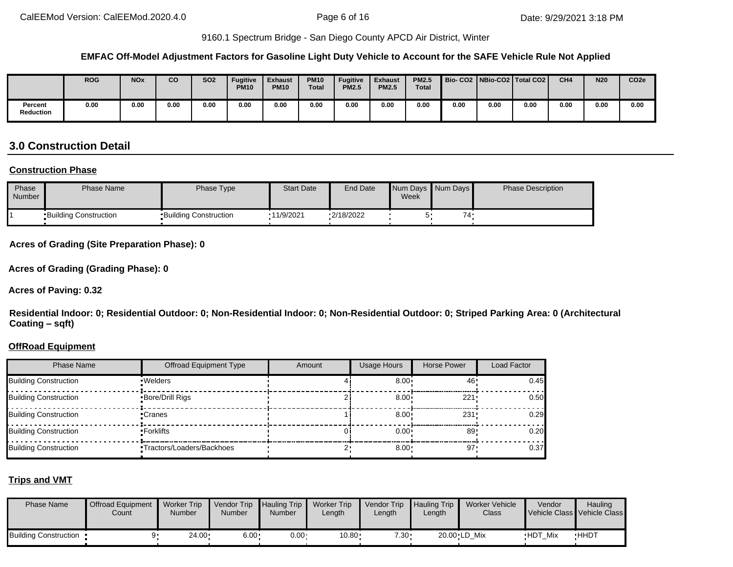9160.1 Spectrum Bridge - San Diego County APCD Air District, Winter

**EMFAC Off-Model Adjustment Factors for Gasoline Light Duty Vehicle to Account for the SAFE Vehicle Rule Not Applied**

| | ROG | NOx | CO | SO2 | Fugitive PM10 | Exhaust PM10 | PM10 Total | Fugitive PM2.5 | Exhaust PM2.5 | PM2.5 Total | Bio- CO2 | NBio-CO2 | Total CO2 | CH4 | N20 | CO2e |
|---|---|---|---|---|---|---|---|---|---|---|---|---|---|---|---|---|
| Percent Reduction | 0.00 | 0.00 | 0.00 | 0.00 | 0.00 | 0.00 | 0.00 | 0.00 | 0.00 | 0.00 | 0.00 | 0.00 | 0.00 | 0.00 | 0.00 | 0.00 |

## 3.0 Construction Detail

**Construction Phase**

| Phase Number | Phase Name | Phase Type | Start Date | End Date | Num Days Week | Num Days | Phase Description |
|---|---|---|---|---|---|---|---|
| 1 | Building Construction | Building Construction | 11/9/2021 | 2/18/2022 | 5 | 74 | |

**Acres of Grading (Site Preparation Phase): 0**

**Acres of Grading (Grading Phase): 0**

**Acres of Paving: 0.32**

**Residential Indoor: 0; Residential Outdoor: 0; Non-Residential Indoor: 0; Non-Residential Outdoor: 0; Striped Parking Area: 0 (Architectural Coating – sqft)**

**OffRoad Equipment**

| Phase Name | Offroad Equipment Type | Amount | Usage Hours | Horse Power | Load Factor |
|---|---|---|---|---|---|
| Building Construction | Welders | 4 | 8.00 | 46 | 0.45 |
| Building Construction | Bore/Drill Rigs | 2 | 8.00 | 221 | 0.50 |
| Building Construction | Cranes | 1 | 8.00 | 231 | 0.29 |
| Building Construction | Forklifts | 0 | 0.00 | 89 | 0.20 |
| Building Construction | Tractors/Loaders/Backhoes | 2 | 8.00 | 97 | 0.37 |

**Trips and VMT**

| Phase Name | Offroad Equipment Count | Worker Trip Number | Vendor Trip Number | Hauling Trip Number | Worker Trip Length | Vendor Trip Length | Hauling Trip Length | Worker Vehicle Class | Vendor Vehicle Class | Hauling Vehicle Class |
|---|---|---|---|---|---|---|---|---|---|---|
| Building Construction | 9 | 24.00 | 6.00 | 0.00 | 10.80 | 7.30 | 20.00 | LD_Mix | HDT_Mix | HHDT |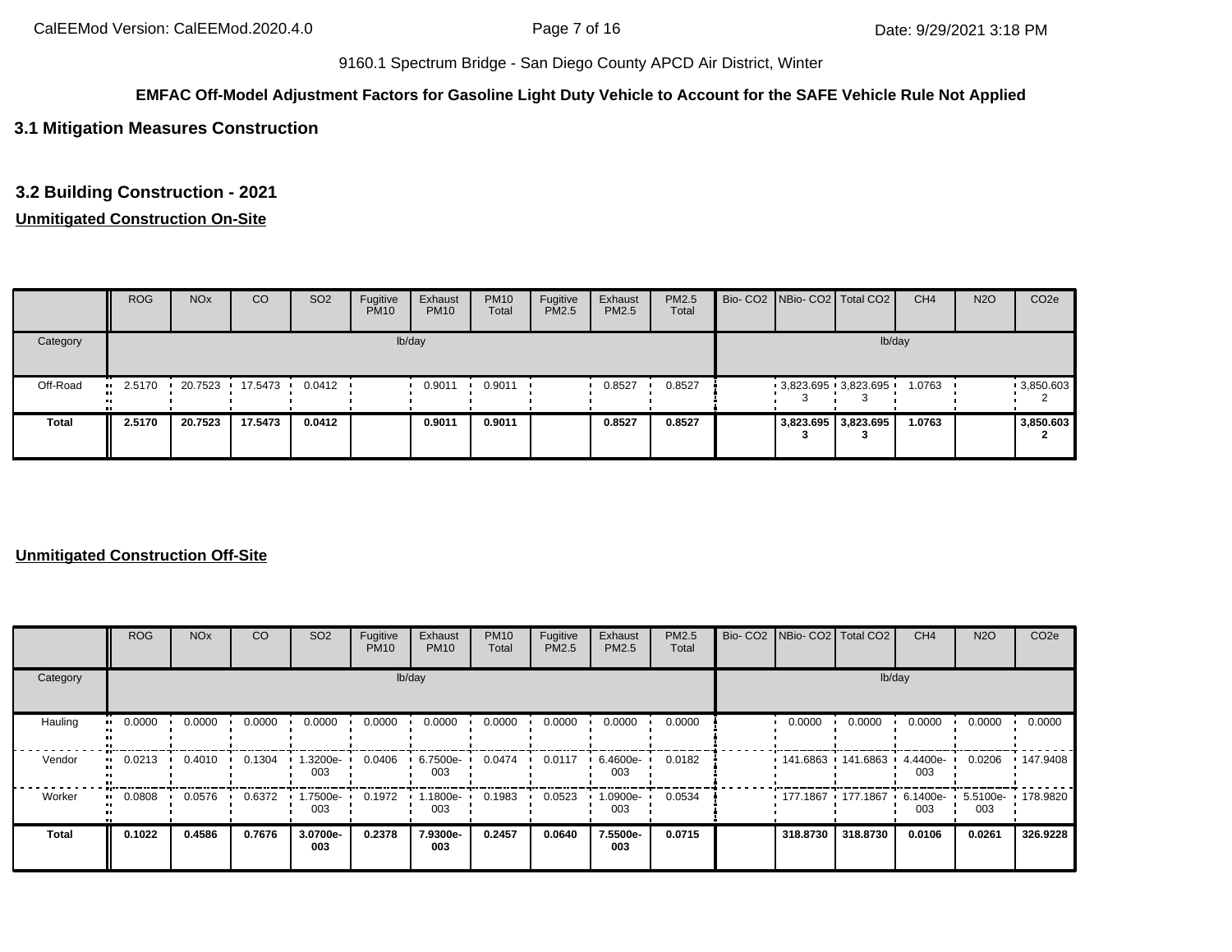9160.1 Spectrum Bridge - San Diego County APCD Air District, Winter

**EMFAC Off-Model Adjustment Factors for Gasoline Light Duty Vehicle to Account for the SAFE Vehicle Rule Not Applied**

## 3.1 Mitigation Measures Construction

## 3.2 Building Construction - 2021

**Unmitigated Construction On-Site**

| | ROG | NOx | CO | SO2 | Fugitive PM10 | Exhaust PM10 | PM10 Total | Fugitive PM2.5 | Exhaust PM2.5 | PM2.5 Total | Bio- CO2 | NBio- CO2 | Total CO2 | CH4 | N2O | CO2e |
|---|---|---|---|---|---|---|---|---|---|---|---|---|---|---|---|---|
| Category | lb/day | | | | | | | | | | lb/day | | | | | |
| Off-Road | 2.5170 | 20.7523 | 17.5473 | 0.0412 | | 0.9011 | 0.9011 | | 0.8527 | 0.8527 | | 3,823.695 3 | 3,823.695 3 | 1.0763 | | 3,850.603 2 |
| **Total** | **2.5170** | **20.7523** | **17.5473** | **0.0412** | | **0.9011** | **0.9011** | | **0.8527** | **0.8527** | | **3,823.695 3** | **3,823.695 3** | **1.0763** | | **3,850.603 2** |

**Unmitigated Construction Off-Site**

| | ROG | NOx | CO | SO2 | Fugitive PM10 | Exhaust PM10 | PM10 Total | Fugitive PM2.5 | Exhaust PM2.5 | PM2.5 Total | Bio- CO2 | NBio- CO2 | Total CO2 | CH4 | N2O | CO2e |
|---|---|---|---|---|---|---|---|---|---|---|---|---|---|---|---|---|
| Category | lb/day | | | | | | | | | | lb/day | | | | | |
| Hauling | 0.0000 | 0.0000 | 0.0000 | 0.0000 | 0.0000 | 0.0000 | 0.0000 | 0.0000 | 0.0000 | 0.0000 | | 0.0000 | 0.0000 | 0.0000 | 0.0000 | 0.0000 |
| Vendor | 0.0213 | 0.4010 | 0.1304 | 1.3200e-003 | 0.0406 | 6.7500e-003 | 0.0474 | 0.0117 | 6.4600e-003 | 0.0182 | | 141.6863 | 141.6863 | 4.4400e-003 | 0.0206 | 147.9408 |
| Worker | 0.0808 | 0.0576 | 0.6372 | 1.7500e-003 | 0.1972 | 1.1800e-003 | 0.1983 | 0.0523 | 1.0900e-003 | 0.0534 | | 177.1867 | 177.1867 | 6.1400e-003 | 5.5100e-003 | 178.9820 |
| **Total** | **0.1022** | **0.4586** | **0.7676** | **3.0700e-003** | **0.2378** | **7.9300e-003** | **0.2457** | **0.0640** | **7.5500e-003** | **0.0715** | | **318.8730** | **318.8730** | **0.0106** | **0.0261** | **326.9228** |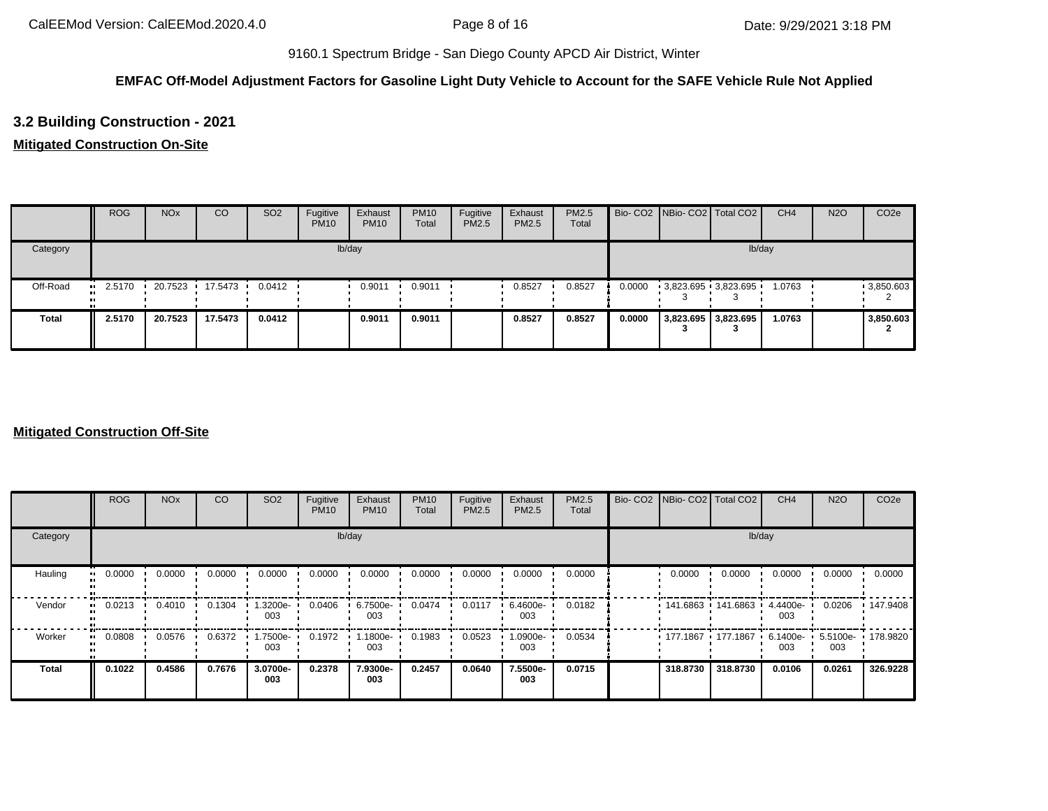9160.1 Spectrum Bridge - San Diego County APCD Air District, Winter

**EMFAC Off-Model Adjustment Factors for Gasoline Light Duty Vehicle to Account for the SAFE Vehicle Rule Not Applied**

## 3.2 Building Construction - 2021

**Mitigated Construction On-Site**

| | ROG | NOx | CO | SO2 | Fugitive PM10 | Exhaust PM10 | PM10 Total | Fugitive PM2.5 | Exhaust PM2.5 | PM2.5 Total | Bio- CO2 | NBio- CO2 | Total CO2 | CH4 | N2O | CO2e |
|---|---|---|---|---|---|---|---|---|---|---|---|---|---|---|---|---|
| Category | lb/day | | | | | | | | | | lb/day | | | | | |
| Off-Road | 2.5170 | 20.7523 | 17.5473 | 0.0412 | | 0.9011 | 0.9011 | | 0.8527 | 0.8527 | 0.0000 | 3,823.6953 | 3,823.6953 | 1.0763 | | 3,850.6032 |
| **Total** | **2.5170** | **20.7523** | **17.5473** | **0.0412** | | **0.9011** | **0.9011** | | **0.8527** | **0.8527** | **0.0000** | **3,823.6953** | **3,823.6953** | **1.0763** | | **3,850.6032** |

**Mitigated Construction Off-Site**

| | ROG | NOx | CO | SO2 | Fugitive PM10 | Exhaust PM10 | PM10 Total | Fugitive PM2.5 | Exhaust PM2.5 | PM2.5 Total | Bio- CO2 | NBio- CO2 | Total CO2 | CH4 | N2O | CO2e |
|---|---|---|---|---|---|---|---|---|---|---|---|---|---|---|---|---|
| Category | lb/day | | | | | | | | | | lb/day | | | | | |
| Hauling | 0.0000 | 0.0000 | 0.0000 | 0.0000 | 0.0000 | 0.0000 | 0.0000 | 0.0000 | 0.0000 | 0.0000 | | 0.0000 | 0.0000 | 0.0000 | 0.0000 | 0.0000 |
| Vendor | 0.0213 | 0.4010 | 0.1304 | 1.3200e-003 | 0.0406 | 6.7500e-003 | 0.0474 | 0.0117 | 6.4600e-003 | 0.0182 | | 141.6863 | 141.6863 | 4.4400e-003 | 0.0206 | 147.9408 |
| Worker | 0.0808 | 0.0576 | 0.6372 | 1.7500e-003 | 0.1972 | 1.1800e-003 | 0.1983 | 0.0523 | 1.0900e-003 | 0.0534 | | 177.1867 | 177.1867 | 6.1400e-003 | 5.5100e-003 | 178.9820 |
| **Total** | **0.1022** | **0.4586** | **0.7676** | **3.0700e-003** | **0.2378** | **7.9300e-003** | **0.2457** | **0.0640** | **7.5500e-003** | **0.0715** | | **318.8730** | **318.8730** | **0.0106** | **0.0261** | **326.9228** |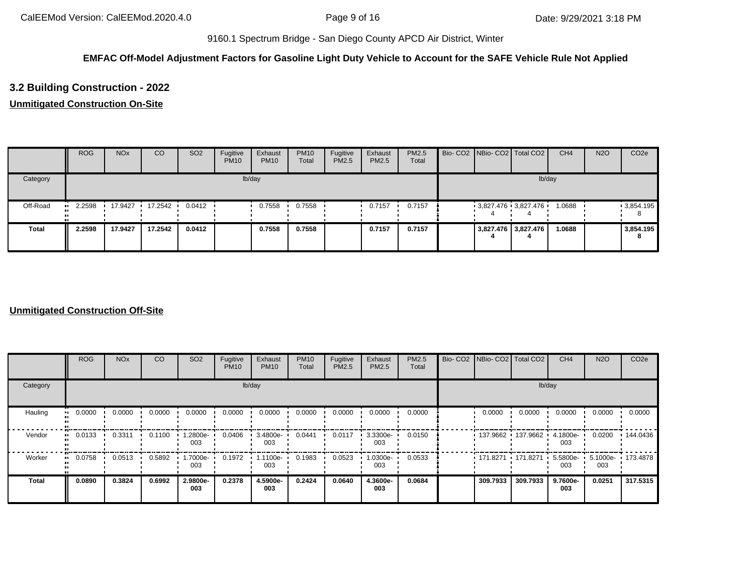9160.1 Spectrum Bridge - San Diego County APCD Air District, Winter

**EMFAC Off-Model Adjustment Factors for Gasoline Light Duty Vehicle to Account for the SAFE Vehicle Rule Not Applied**

## 3.2 Building Construction - 2022

**Unmitigated Construction On-Site**

| | ROG | NOx | CO | SO2 | Fugitive PM10 | Exhaust PM10 | PM10 Total | Fugitive PM2.5 | Exhaust PM2.5 | PM2.5 Total | Bio- CO2 | NBio- CO2 | Total CO2 | CH4 | N2O | CO2e |
|---|---|---|---|---|---|---|---|---|---|---|---|---|---|---|---|---|
| Category | lb/day | | | | | | | | | | lb/day | | | | | |
| Off-Road | 2.2598 | 17.9427 | 17.2542 | 0.0412 | | 0.7558 | 0.7558 | | 0.7157 | 0.7157 | | 3,827.4764 | 3,827.4764 | 1.0688 | | 3,854.1958 |
| **Total** | **2.2598** | **17.9427** | **17.2542** | **0.0412** | | **0.7558** | **0.7558** | | **0.7157** | **0.7157** | | **3,827.4764** | **3,827.4764** | **1.0688** | | **3,854.1958** |

**Unmitigated Construction Off-Site**

| | ROG | NOx | CO | SO2 | Fugitive PM10 | Exhaust PM10 | PM10 Total | Fugitive PM2.5 | Exhaust PM2.5 | PM2.5 Total | Bio- CO2 | NBio- CO2 | Total CO2 | CH4 | N2O | CO2e |
|---|---|---|---|---|---|---|---|---|---|---|---|---|---|---|---|---|
| Category | lb/day | | | | | | | | | | lb/day | | | | | |
| Hauling | 0.0000 | 0.0000 | 0.0000 | 0.0000 | 0.0000 | 0.0000 | 0.0000 | 0.0000 | 0.0000 | 0.0000 | | 0.0000 | 0.0000 | 0.0000 | 0.0000 | 0.0000 |
| Vendor | 0.0133 | 0.3311 | 0.1100 | 1.2800e-003 | 0.0406 | 3.4800e-003 | 0.0441 | 0.0117 | 3.3300e-003 | 0.0150 | | 137.9662 | 137.9662 | 4.1800e-003 | 0.0200 | 144.0436 |
| Worker | 0.0758 | 0.0513 | 0.5892 | 1.7000e-003 | 0.1972 | 1.1100e-003 | 0.1983 | 0.0523 | 1.0300e-003 | 0.0533 | | 171.8271 | 171.8271 | 5.5800e-003 | 5.1000e-003 | 173.4878 |
| **Total** | **0.0890** | **0.3824** | **0.6992** | **2.9800e-003** | **0.2378** | **4.5900e-003** | **0.2424** | **0.0640** | **4.3600e-003** | **0.0684** | | **309.7933** | **309.7933** | **9.7600e-003** | **0.0251** | **317.5315** |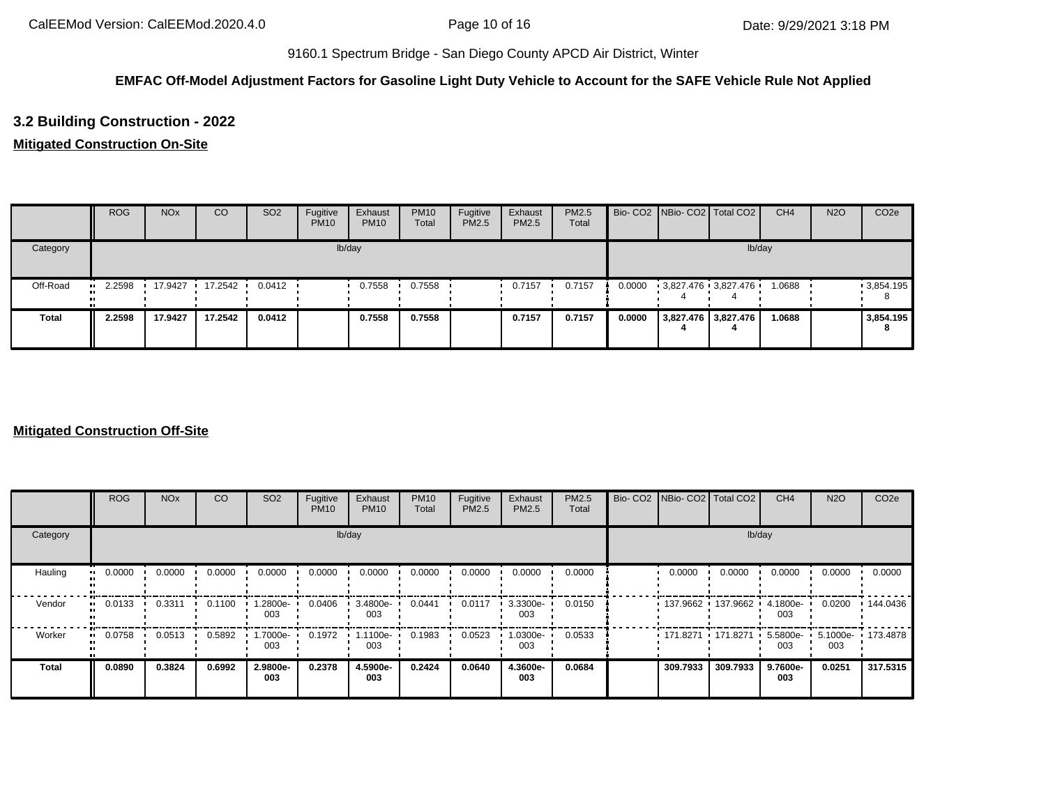9160.1 Spectrum Bridge - San Diego County APCD Air District, Winter

**EMFAC Off-Model Adjustment Factors for Gasoline Light Duty Vehicle to Account for the SAFE Vehicle Rule Not Applied**

## 3.2 Building Construction - 2022

### Mitigated Construction On-Site

| | ROG | NOx | CO | SO2 | Fugitive PM10 | Exhaust PM10 | PM10 Total | Fugitive PM2.5 | Exhaust PM2.5 | PM2.5 Total | Bio- CO2 | NBio- CO2 | Total CO2 | CH4 | N2O | CO2e |
|---|---|---|---|---|---|---|---|---|---|---|---|---|---|---|---|---|
| Category | lb/day | | | | | | | | | | lb/day | | | | | |
| Off-Road | 2.2598 | 17.9427 | 17.2542 | 0.0412 | | 0.7558 | 0.7558 | | 0.7157 | 0.7157 | 0.0000 | 3,827.4764 | 3,827.4764 | 1.0688 | | 3,854.1958 |
| **Total** | **2.2598** | **17.9427** | **17.2542** | **0.0412** | | **0.7558** | **0.7558** | | **0.7157** | **0.7157** | **0.0000** | **3,827.4764** | **3,827.4764** | **1.0688** | | **3,854.1958** |

### Mitigated Construction Off-Site

| | ROG | NOx | CO | SO2 | Fugitive PM10 | Exhaust PM10 | PM10 Total | Fugitive PM2.5 | Exhaust PM2.5 | PM2.5 Total | Bio- CO2 | NBio- CO2 | Total CO2 | CH4 | N2O | CO2e |
|---|---|---|---|---|---|---|---|---|---|---|---|---|---|---|---|---|
| Category | lb/day | | | | | | | | | | lb/day | | | | | |
| Hauling | 0.0000 | 0.0000 | 0.0000 | 0.0000 | 0.0000 | 0.0000 | 0.0000 | 0.0000 | 0.0000 | 0.0000 | | 0.0000 | 0.0000 | 0.0000 | 0.0000 | 0.0000 |
| Vendor | 0.0133 | 0.3311 | 0.1100 | 1.2800e-003 | 0.0406 | 3.4800e-003 | 0.0441 | 0.0117 | 3.3300e-003 | 0.0150 | | 137.9662 | 137.9662 | 4.1800e-003 | 0.0200 | 144.0436 |
| Worker | 0.0758 | 0.0513 | 0.5892 | 1.7000e-003 | 0.1972 | 1.1100e-003 | 0.1983 | 0.0523 | 1.0300e-003 | 0.0533 | | 171.8271 | 171.8271 | 5.5800e-003 | 5.1000e-003 | 173.4878 |
| **Total** | **0.0890** | **0.3824** | **0.6992** | **2.9800e-003** | **0.2378** | **4.5900e-003** | **0.2424** | **0.0640** | **4.3600e-003** | **0.0684** | | **309.7933** | **309.7933** | **9.7600e-003** | **0.0251** | **317.5315** |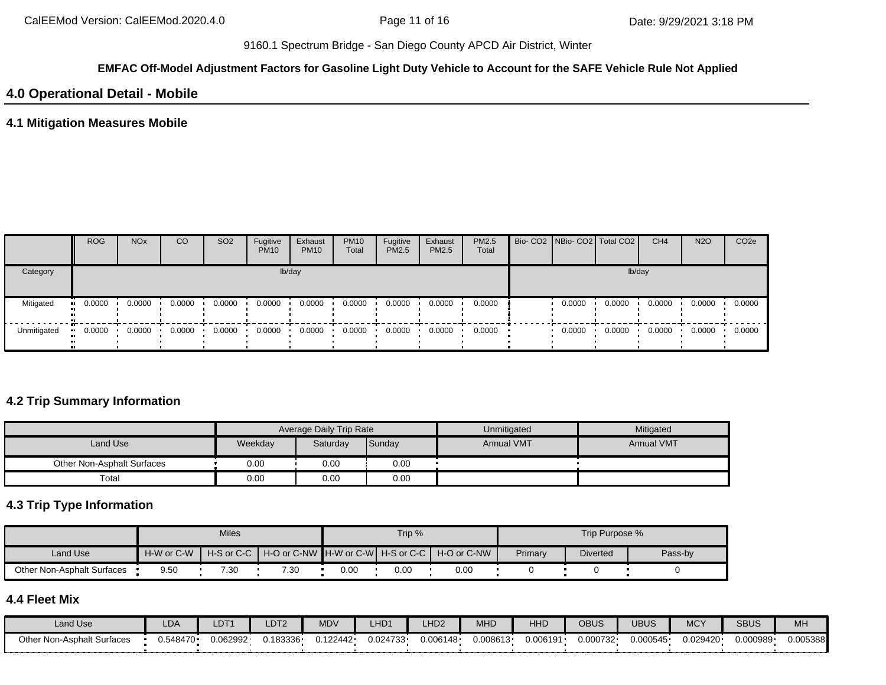9160.1 Spectrum Bridge - San Diego County APCD Air District, Winter

**EMFAC Off-Model Adjustment Factors for Gasoline Light Duty Vehicle to Account for the SAFE Vehicle Rule Not Applied**

## 4.0 Operational Detail - Mobile

### 4.1 Mitigation Measures Mobile

| | ROG | NOx | CO | SO2 | Fugitive PM10 | Exhaust PM10 | PM10 Total | Fugitive PM2.5 | Exhaust PM2.5 | PM2.5 Total | Bio- CO2 | NBio- CO2 | Total CO2 | CH4 | N2O | CO2e |
|---|---|---|---|---|---|---|---|---|---|---|---|---|---|---|---|---|
| Category | lb/day | | | | | | | | | | lb/day | | | | | |
| Mitigated | 0.0000 | 0.0000 | 0.0000 | 0.0000 | 0.0000 | 0.0000 | 0.0000 | 0.0000 | 0.0000 | 0.0000 | | 0.0000 | 0.0000 | 0.0000 | 0.0000 | 0.0000 |
| Unmitigated | 0.0000 | 0.0000 | 0.0000 | 0.0000 | 0.0000 | 0.0000 | 0.0000 | 0.0000 | 0.0000 | 0.0000 | | 0.0000 | 0.0000 | 0.0000 | 0.0000 | 0.0000 |

### 4.2 Trip Summary Information

| | Average Daily Trip Rate | | | Unmitigated | Mitigated |
|---|---|---|---|---|---|
| Land Use | Weekday | Saturday | Sunday | Annual VMT | Annual VMT |
| Other Non-Asphalt Surfaces | 0.00 | 0.00 | 0.00 | | |
| Total | 0.00 | 0.00 | 0.00 | | |

### 4.3 Trip Type Information

| | Miles | | | Trip % | | | Trip Purpose % | | |
|---|---|---|---|---|---|---|---|---|---|
| Land Use | H-W or C-W | H-S or C-C | H-O or C-NW | H-W or C-W | H-S or C-C | H-O or C-NW | Primary | Diverted | Pass-by |
| Other Non-Asphalt Surfaces | 9.50 | 7.30 | 7.30 | 0.00 | 0.00 | 0.00 | 0 | 0 | 0 |

### 4.4 Fleet Mix

| Land Use | LDA | LDT1 | LDT2 | MDV | LHD1 | LHD2 | MHD | HHD | OBUS | UBUS | MCY | SBUS | MH |
|---|---|---|---|---|---|---|---|---|---|---|---|---|---|
| Other Non-Asphalt Surfaces | 0.548470 | 0.062992 | 0.183336 | 0.122442 | 0.024733 | 0.006148 | 0.008613 | 0.006191 | 0.000732 | 0.000545 | 0.029420 | 0.000989 | 0.005388 |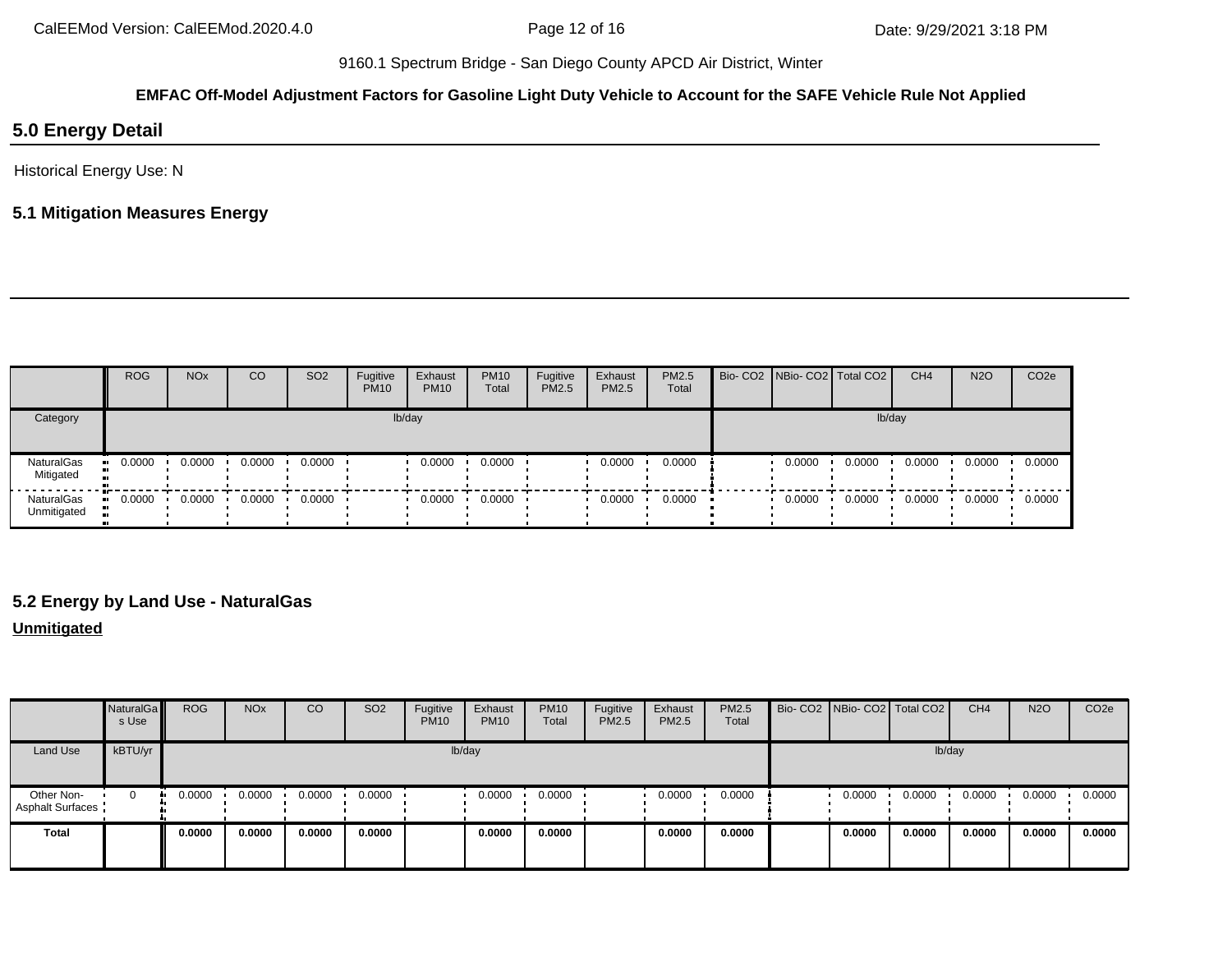9160.1 Spectrum Bridge - San Diego County APCD Air District, Winter

**EMFAC Off-Model Adjustment Factors for Gasoline Light Duty Vehicle to Account for the SAFE Vehicle Rule Not Applied**

## 5.0 Energy Detail

Historical Energy Use: N

### 5.1 Mitigation Measures Energy

| | ROG | NOx | CO | SO2 | Fugitive PM10 | Exhaust PM10 | PM10 Total | Fugitive PM2.5 | Exhaust PM2.5 | PM2.5 Total | Bio- CO2 | NBio- CO2 | Total CO2 | CH4 | N2O | CO2e |
|---|---|---|---|---|---|---|---|---|---|---|---|---|---|---|---|---|
| Category | lb/day | | | | | | | | | | lb/day | | | | | |
| NaturalGas Mitigated | 0.0000 | 0.0000 | 0.0000 | 0.0000 | | 0.0000 | 0.0000 | | 0.0000 | 0.0000 | | 0.0000 | 0.0000 | 0.0000 | 0.0000 | 0.0000 |
| NaturalGas Unmitigated | 0.0000 | 0.0000 | 0.0000 | 0.0000 | | 0.0000 | 0.0000 | | 0.0000 | 0.0000 | | 0.0000 | 0.0000 | 0.0000 | 0.0000 | 0.0000 |

### 5.2 Energy by Land Use - NaturalGas

**Unmitigated**

| | NaturalGas Use | ROG | NOx | CO | SO2 | Fugitive PM10 | Exhaust PM10 | PM10 Total | Fugitive PM2.5 | Exhaust PM2.5 | PM2.5 Total | Bio- CO2 | NBio- CO2 | Total CO2 | CH4 | N2O | CO2e |
|---|---|---|---|---|---|---|---|---|---|---|---|---|---|---|---|---|---|
| Land Use | kBTU/yr | lb/day | | | | | | | | | | lb/day | | | | | |
| Other Non-Asphalt Surfaces | 0 | 0.0000 | 0.0000 | 0.0000 | 0.0000 | | 0.0000 | 0.0000 | | 0.0000 | 0.0000 | | 0.0000 | 0.0000 | 0.0000 | 0.0000 | 0.0000 |
| **Total** | | **0.0000** | **0.0000** | **0.0000** | **0.0000** | | **0.0000** | **0.0000** | | **0.0000** | **0.0000** | | **0.0000** | **0.0000** | **0.0000** | **0.0000** | **0.0000** |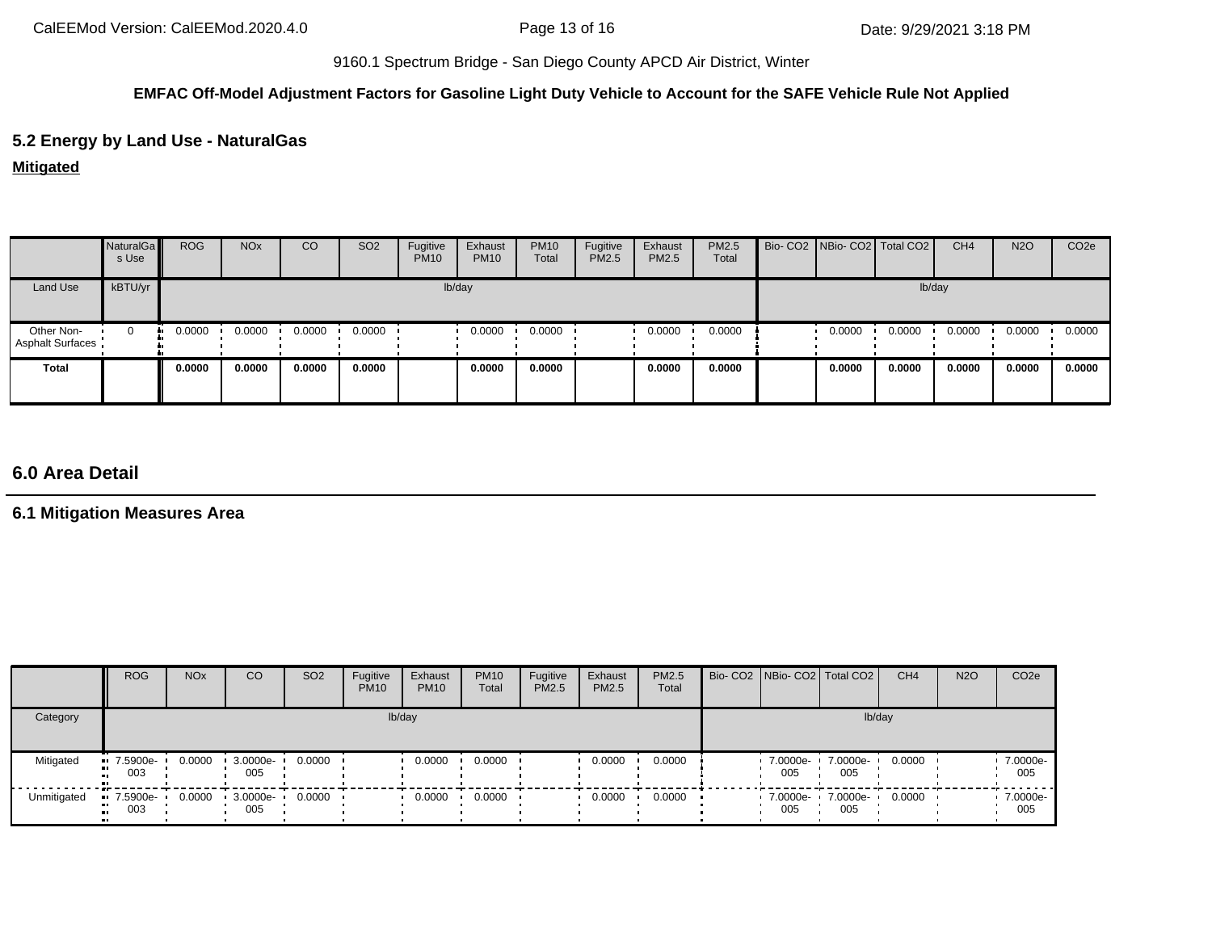9160.1 Spectrum Bridge - San Diego County APCD Air District, Winter

**EMFAC Off-Model Adjustment Factors for Gasoline Light Duty Vehicle to Account for the SAFE Vehicle Rule Not Applied**

## 5.2 Energy by Land Use - NaturalGas

**Mitigated**

| | NaturalGas Use | ROG | NOx | CO | SO2 | Fugitive PM10 | Exhaust PM10 | PM10 Total | Fugitive PM2.5 | Exhaust PM2.5 | PM2.5 Total | Bio- CO2 | NBio- CO2 | Total CO2 | CH4 | N2O | CO2e |
|---|---|---|---|---|---|---|---|---|---|---|---|---|---|---|---|---|---|
| Land Use | kBTU/yr | lb/day | | | | | | | | | | lb/day | | | | | |
| Other Non-Asphalt Surfaces | 0 | 0.0000 | 0.0000 | 0.0000 | 0.0000 | | 0.0000 | 0.0000 | | 0.0000 | 0.0000 | | 0.0000 | 0.0000 | 0.0000 | 0.0000 | 0.0000 |
| **Total** | | **0.0000** | **0.0000** | **0.0000** | **0.0000** | | **0.0000** | **0.0000** | | **0.0000** | **0.0000** | | **0.0000** | **0.0000** | **0.0000** | **0.0000** | **0.0000** |

## 6.0 Area Detail

### 6.1 Mitigation Measures Area

| | ROG | NOx | CO | SO2 | Fugitive PM10 | Exhaust PM10 | PM10 Total | Fugitive PM2.5 | Exhaust PM2.5 | PM2.5 Total | Bio- CO2 | NBio- CO2 | Total CO2 | CH4 | N2O | CO2e |
|---|---|---|---|---|---|---|---|---|---|---|---|---|---|---|---|---|
| Category | lb/day | | | | | | | | | | lb/day | | | | | |
| Mitigated | 7.5900e-003 | 0.0000 | 3.0000e-005 | 0.0000 | | 0.0000 | 0.0000 | | 0.0000 | 0.0000 | | 7.0000e-005 | 7.0000e-005 | 0.0000 | | 7.0000e-005 |
| Unmitigated | 7.5900e-003 | 0.0000 | 3.0000e-005 | 0.0000 | | 0.0000 | 0.0000 | | 0.0000 | 0.0000 | | 7.0000e-005 | 7.0000e-005 | 0.0000 | | 7.0000e-005 |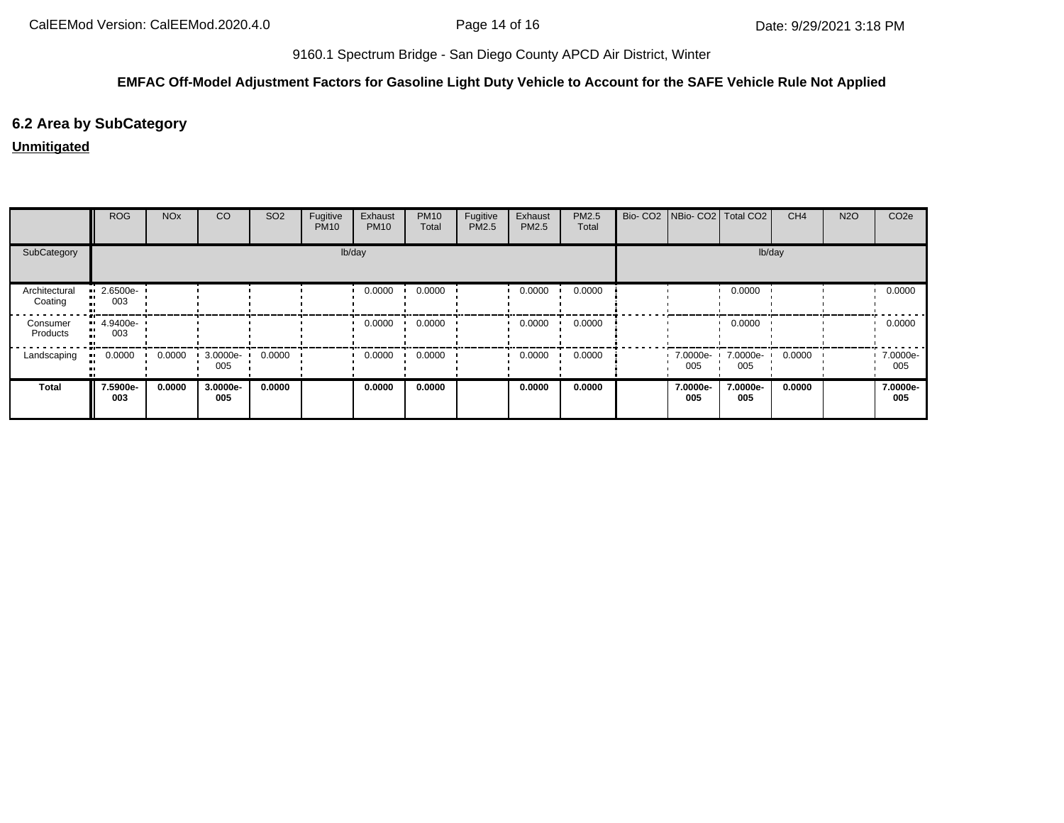9160.1 Spectrum Bridge - San Diego County APCD Air District, Winter

**EMFAC Off-Model Adjustment Factors for Gasoline Light Duty Vehicle to Account for the SAFE Vehicle Rule Not Applied**

## 6.2 Area by SubCategory

**Unmitigated**

| | ROG | NOx | CO | SO2 | Fugitive PM10 | Exhaust PM10 | PM10 Total | Fugitive PM2.5 | Exhaust PM2.5 | PM2.5 Total | Bio- CO2 | NBio- CO2 | Total CO2 | CH4 | N2O | CO2e |
|---|---|---|---|---|---|---|---|---|---|---|---|---|---|---|---|---|
| SubCategory | lb/day | | | | | | | | | | lb/day | | | | | |
| Architectural Coating | 2.6500e-003 | | | | | 0.0000 | 0.0000 | | 0.0000 | 0.0000 | | | 0.0000 | | | 0.0000 |
| Consumer Products | 4.9400e-003 | | | | | 0.0000 | 0.0000 | | 0.0000 | 0.0000 | | | 0.0000 | | | 0.0000 |
| Landscaping | 0.0000 | 0.0000 | 3.0000e-005 | 0.0000 | | 0.0000 | 0.0000 | | 0.0000 | 0.0000 | | 7.0000e-005 | 7.0000e-005 | 0.0000 | | 7.0000e-005 |
| **Total** | **7.5900e-003** | **0.0000** | **3.0000e-005** | **0.0000** | | **0.0000** | **0.0000** | | **0.0000** | **0.0000** | | **7.0000e-005** | **7.0000e-005** | **0.0000** | | **7.0000e-005** |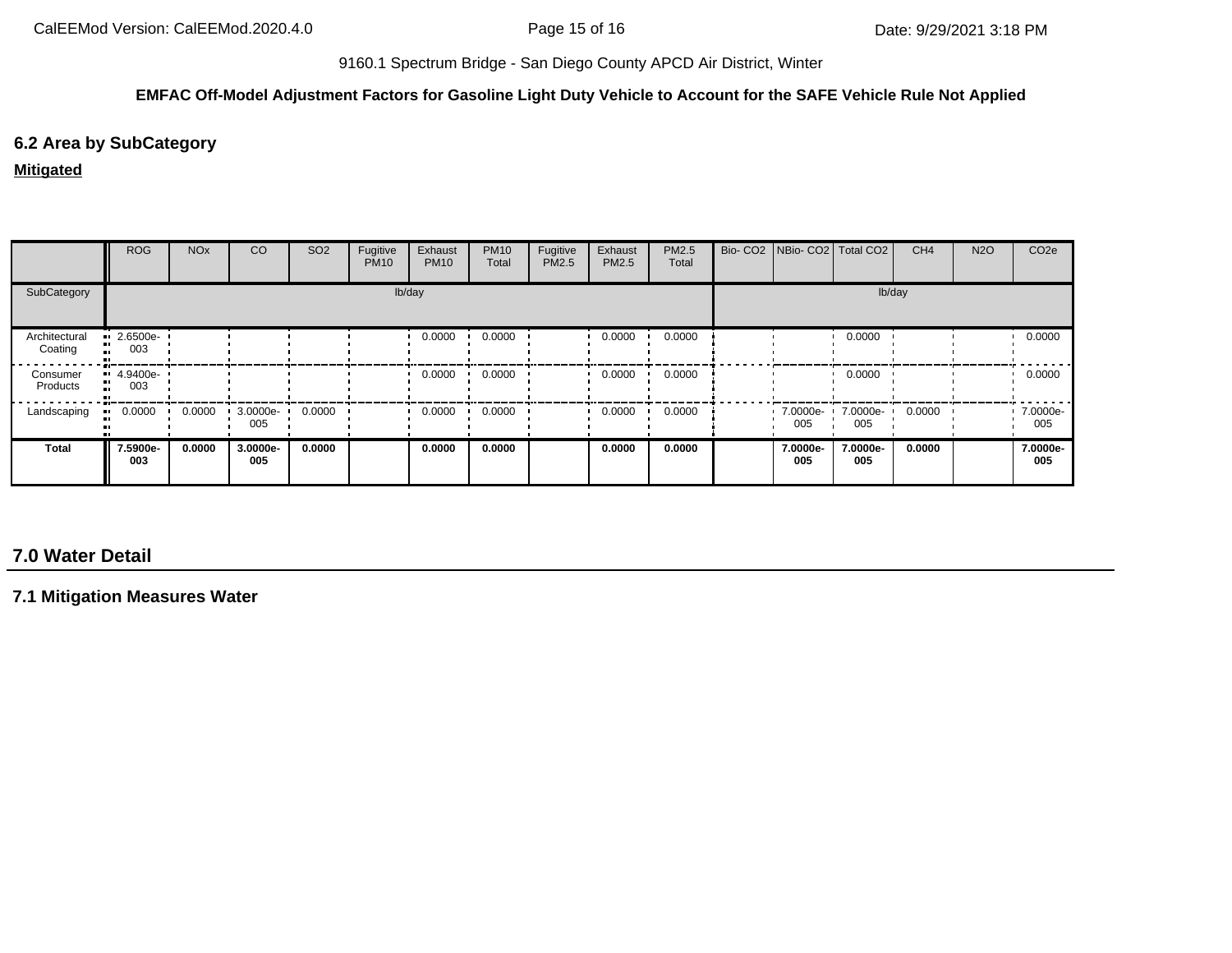9160.1 Spectrum Bridge - San Diego County APCD Air District, Winter

**EMFAC Off-Model Adjustment Factors for Gasoline Light Duty Vehicle to Account for the SAFE Vehicle Rule Not Applied**

## 6.2 Area by SubCategory

**Mitigated**

| | ROG | NOx | CO | SO2 | Fugitive PM10 | Exhaust PM10 | PM10 Total | Fugitive PM2.5 | Exhaust PM2.5 | PM2.5 Total | Bio- CO2 | NBio- CO2 | Total CO2 | CH4 | N2O | CO2e |
|---|---|---|---|---|---|---|---|---|---|---|---|---|---|---|---|---|
| SubCategory | lb/day | | | | | | | | | | lb/day | | | | | |
| Architectural Coating | 2.6500e-003 | | | | | 0.0000 | 0.0000 | | 0.0000 | 0.0000 | | | 0.0000 | | | 0.0000 |
| Consumer Products | 4.9400e-003 | | | | | 0.0000 | 0.0000 | | 0.0000 | 0.0000 | | | 0.0000 | | | 0.0000 |
| Landscaping | 0.0000 | 0.0000 | 3.0000e-005 | 0.0000 | | 0.0000 | 0.0000 | | 0.0000 | 0.0000 | | 7.0000e-005 | 7.0000e-005 | 0.0000 | | 7.0000e-005 |
| **Total** | **7.5900e-003** | **0.0000** | **3.0000e-005** | **0.0000** | | **0.0000** | **0.0000** | | **0.0000** | **0.0000** | | **7.0000e-005** | **7.0000e-005** | **0.0000** | | **7.0000e-005** |

# 7.0 Water Detail

## 7.1 Mitigation Measures Water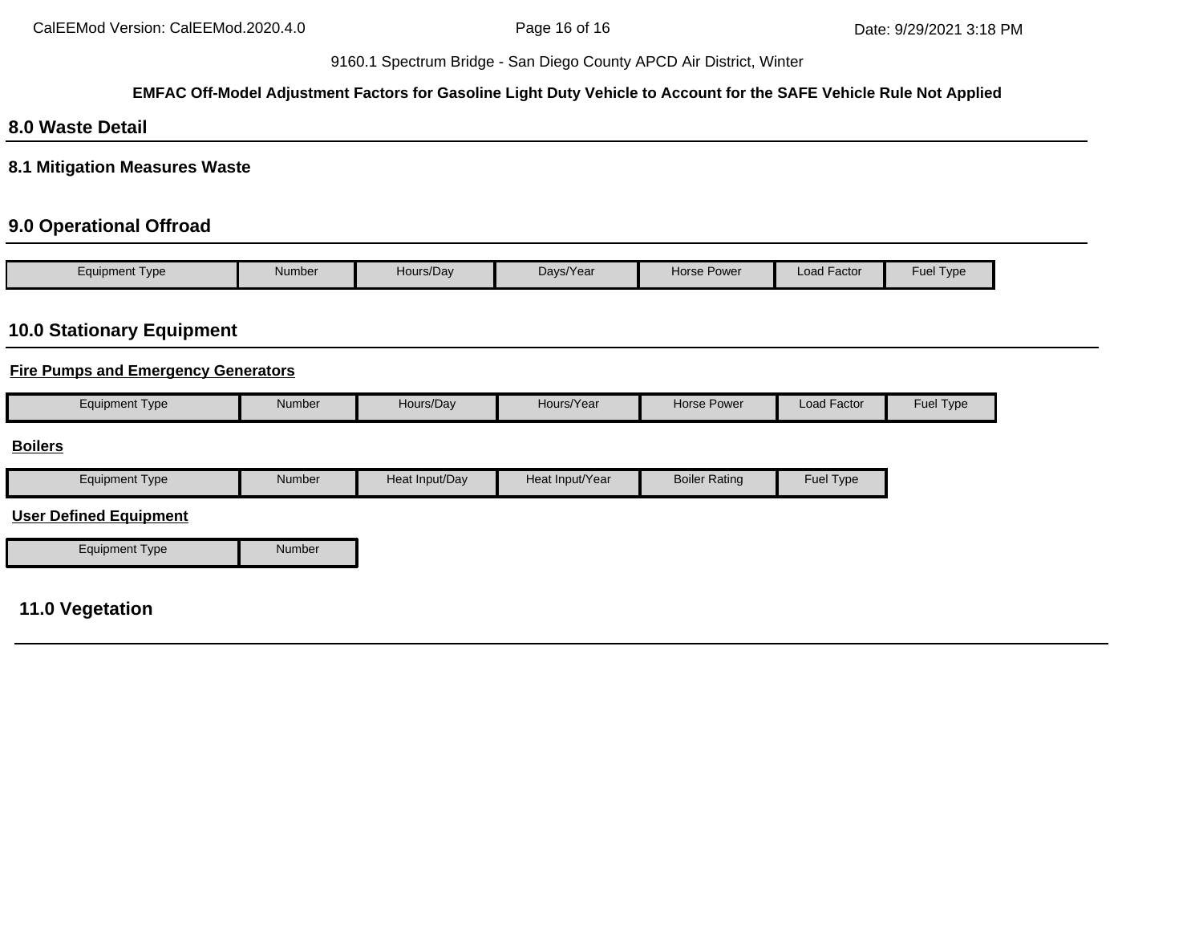## 8.0 Waste Detail

### 8.1 Mitigation Measures Waste

## 9.0 Operational Offroad

| Equipment Type | Number | Hours/Day | Days/Year | Horse Power | Load Factor | Fuel Type |
|---|---|---|---|---|---|---|

## 10.0 Stationary Equipment

**Fire Pumps and Emergency Generators**

| Equipment Type | Number | Hours/Day | Hours/Year | Horse Power | Load Factor | Fuel Type |
|---|---|---|---|---|---|---|

**Boilers**

| Equipment Type | Number | Heat Input/Day | Heat Input/Year | Boiler Rating | Fuel Type |
|---|---|---|---|---|---|

**User Defined Equipment**

| Equipment Type | Number |
|---|---|

## 11.0 Vegetation